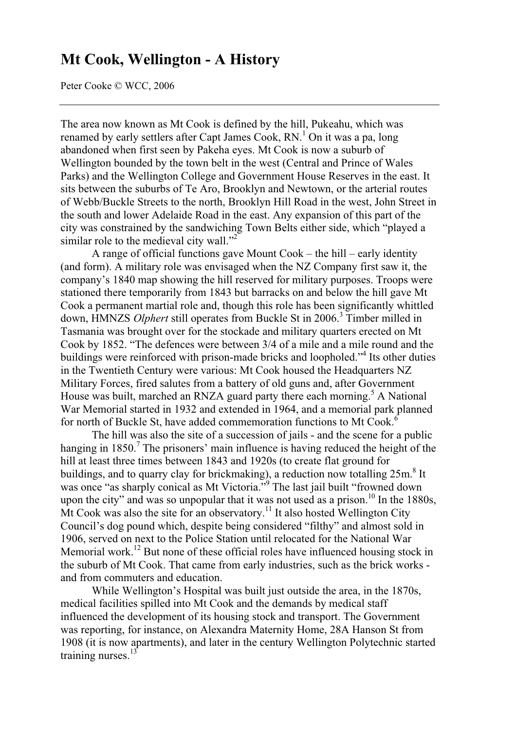# Mt Cook, Wellington - A History

Peter Cooke © WCC, 2006

---

The area now known as Mt Cook is defined by the hill, Pukeahu, which was renamed by early settlers after Capt James Cook, RN.[1] On it was a pa, long abandoned when first seen by Pakeha eyes. Mt Cook is now a suburb of Wellington bounded by the town belt in the west (Central and Prince of Wales Parks) and the Wellington College and Government House Reserves in the east. It sits between the suburbs of Te Aro, Brooklyn and Newtown, or the arterial routes of Webb/Buckle Streets to the north, Brooklyn Hill Road in the west, John Street in the south and lower Adelaide Road in the east. Any expansion of this part of the city was constrained by the sandwiching Town Belts either side, which "played a similar role to the medieval city wall."[2]

A range of official functions gave Mount Cook – the hill – early identity (and form). A military role was envisaged when the NZ Company first saw it, the company's 1840 map showing the hill reserved for military purposes. Troops were stationed there temporarily from 1843 but barracks on and below the hill gave Mt Cook a permanent martial role and, though this role has been significantly whittled down, HMNZS *Olphert* still operates from Buckle St in 2006.[3] Timber milled in Tasmania was brought over for the stockade and military quarters erected on Mt Cook by 1852. "The defences were between 3/4 of a mile and a mile round and the buildings were reinforced with prison-made bricks and loopholed."[4] Its other duties in the Twentieth Century were various: Mt Cook housed the Headquarters NZ Military Forces, fired salutes from a battery of old guns and, after Government House was built, marched an RNZA guard party there each morning.[5] A National War Memorial started in 1932 and extended in 1964, and a memorial park planned for north of Buckle St, have added commemoration functions to Mt Cook.[6]

The hill was also the site of a succession of jails - and the scene for a public hanging in 1850.[7] The prisoners' main influence is having reduced the height of the hill at least three times between 1843 and 1920s (to create flat ground for buildings, and to quarry clay for brickmaking), a reduction now totalling 25m.[8] It was once "as sharply conical as Mt Victoria."[9] The last jail built "frowned down upon the city" and was so unpopular that it was not used as a prison.[10] In the 1880s, Mt Cook was also the site for an observatory.[11] It also hosted Wellington City Council's dog pound which, despite being considered "filthy" and almost sold in 1906, served on next to the Police Station until relocated for the National War Memorial work.[12] But none of these official roles have influenced housing stock in the suburb of Mt Cook. That came from early industries, such as the brick works - and from commuters and education.

While Wellington's Hospital was built just outside the area, in the 1870s, medical facilities spilled into Mt Cook and the demands by medical staff influenced the development of its housing stock and transport. The Government was reporting, for instance, on Alexandra Maternity Home, 28A Hanson St from 1908 (it is now apartments), and later in the century Wellington Polytechnic started training nurses.[13]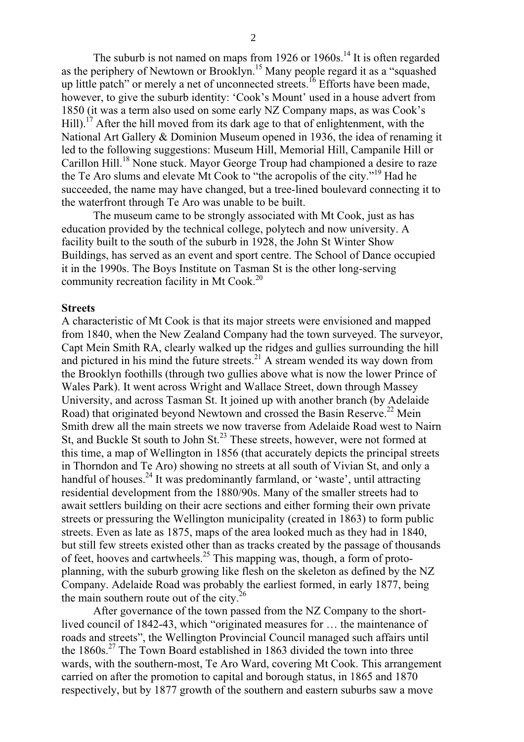The suburb is not named on maps from 1926 or 1960s.[14] It is often regarded as the periphery of Newtown or Brooklyn.[15] Many people regard it as a "squashed up little patch" or merely a net of unconnected streets.[16] Efforts have been made, however, to give the suburb identity: 'Cook's Mount' used in a house advert from 1850 (it was a term also used on some early NZ Company maps, as was Cook's Hill).[17] After the hill moved from its dark age to that of enlightenment, with the National Art Gallery & Dominion Museum opened in 1936, the idea of renaming it led to the following suggestions: Museum Hill, Memorial Hill, Campanile Hill or Carillon Hill.[18] None stuck. Mayor George Troup had championed a desire to raze the Te Aro slums and elevate Mt Cook to "the acropolis of the city."[19] Had he succeeded, the name may have changed, but a tree-lined boulevard connecting it to the waterfront through Te Aro was unable to be built.

The museum came to be strongly associated with Mt Cook, just as has education provided by the technical college, polytech and now university. A facility built to the south of the suburb in 1928, the John St Winter Show Buildings, has served as an event and sport centre. The School of Dance occupied it in the 1990s. The Boys Institute on Tasman St is the other long-serving community recreation facility in Mt Cook.[20]

**Streets**

A characteristic of Mt Cook is that its major streets were envisioned and mapped from 1840, when the New Zealand Company had the town surveyed. The surveyor, Capt Mein Smith RA, clearly walked up the ridges and gullies surrounding the hill and pictured in his mind the future streets.[21] A stream wended its way down from the Brooklyn foothills (through two gullies above what is now the lower Prince of Wales Park). It went across Wright and Wallace Street, down through Massey University, and across Tasman St. It joined up with another branch (by Adelaide Road) that originated beyond Newtown and crossed the Basin Reserve.[22] Mein Smith drew all the main streets we now traverse from Adelaide Road west to Nairn St, and Buckle St south to John St.[23] These streets, however, were not formed at this time, a map of Wellington in 1856 (that accurately depicts the principal streets in Thorndon and Te Aro) showing no streets at all south of Vivian St, and only a handful of houses.[24] It was predominantly farmland, or 'waste', until attracting residential development from the 1880/90s. Many of the smaller streets had to await settlers building on their acre sections and either forming their own private streets or pressuring the Wellington municipality (created in 1863) to form public streets. Even as late as 1875, maps of the area looked much as they had in 1840, but still few streets existed other than as tracks created by the passage of thousands of feet, hooves and cartwheels.[25] This mapping was, though, a form of proto-planning, with the suburb growing like flesh on the skeleton as defined by the NZ Company. Adelaide Road was probably the earliest formed, in early 1877, being the main southern route out of the city.[26]

After governance of the town passed from the NZ Company to the short-lived council of 1842-43, which "originated measures for … the maintenance of roads and streets", the Wellington Provincial Council managed such affairs until the 1860s.[27] The Town Board established in 1863 divided the town into three wards, with the southern-most, Te Aro Ward, covering Mt Cook. This arrangement carried on after the promotion to capital and borough status, in 1865 and 1870 respectively, but by 1877 growth of the southern and eastern suburbs saw a move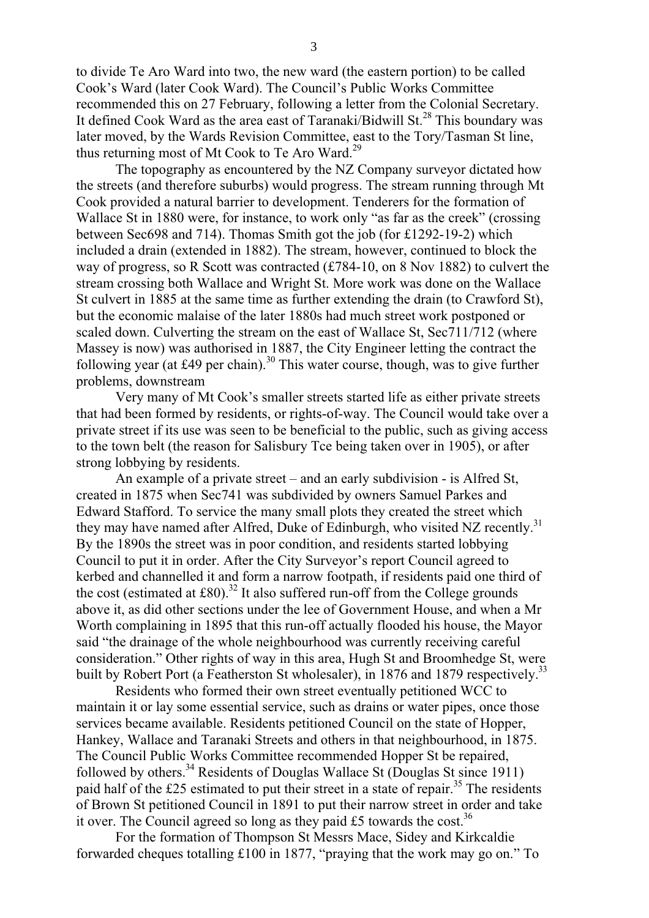to divide Te Aro Ward into two, the new ward (the eastern portion) to be called Cook's Ward (later Cook Ward). The Council's Public Works Committee recommended this on 27 February, following a letter from the Colonial Secretary. It defined Cook Ward as the area east of Taranaki/Bidwill St.[28] This boundary was later moved, by the Wards Revision Committee, east to the Tory/Tasman St line, thus returning most of Mt Cook to Te Aro Ward.[29]

The topography as encountered by the NZ Company surveyor dictated how the streets (and therefore suburbs) would progress. The stream running through Mt Cook provided a natural barrier to development. Tenderers for the formation of Wallace St in 1880 were, for instance, to work only "as far as the creek" (crossing between Sec698 and 714). Thomas Smith got the job (for £1292-19-2) which included a drain (extended in 1882). The stream, however, continued to block the way of progress, so R Scott was contracted (£784-10, on 8 Nov 1882) to culvert the stream crossing both Wallace and Wright St. More work was done on the Wallace St culvert in 1885 at the same time as further extending the drain (to Crawford St), but the economic malaise of the later 1880s had much street work postponed or scaled down. Culverting the stream on the east of Wallace St, Sec711/712 (where Massey is now) was authorised in 1887, the City Engineer letting the contract the following year (at £49 per chain).[30] This water course, though, was to give further problems, downstream

Very many of Mt Cook's smaller streets started life as either private streets that had been formed by residents, or rights-of-way. The Council would take over a private street if its use was seen to be beneficial to the public, such as giving access to the town belt (the reason for Salisbury Tce being taken over in 1905), or after strong lobbying by residents.

An example of a private street – and an early subdivision - is Alfred St, created in 1875 when Sec741 was subdivided by owners Samuel Parkes and Edward Stafford. To service the many small plots they created the street which they may have named after Alfred, Duke of Edinburgh, who visited NZ recently.[31] By the 1890s the street was in poor condition, and residents started lobbying Council to put it in order. After the City Surveyor's report Council agreed to kerbed and channelled it and form a narrow footpath, if residents paid one third of the cost (estimated at £80).[32] It also suffered run-off from the College grounds above it, as did other sections under the lee of Government House, and when a Mr Worth complaining in 1895 that this run-off actually flooded his house, the Mayor said "the drainage of the whole neighbourhood was currently receiving careful consideration." Other rights of way in this area, Hugh St and Broomhedge St, were built by Robert Port (a Featherston St wholesaler), in 1876 and 1879 respectively.[33]

Residents who formed their own street eventually petitioned WCC to maintain it or lay some essential service, such as drains or water pipes, once those services became available. Residents petitioned Council on the state of Hopper, Hankey, Wallace and Taranaki Streets and others in that neighbourhood, in 1875. The Council Public Works Committee recommended Hopper St be repaired, followed by others.[34] Residents of Douglas Wallace St (Douglas St since 1911) paid half of the £25 estimated to put their street in a state of repair.[35] The residents of Brown St petitioned Council in 1891 to put their narrow street in order and take it over. The Council agreed so long as they paid £5 towards the cost.[36]

For the formation of Thompson St Messrs Mace, Sidey and Kirkcaldie forwarded cheques totalling £100 in 1877, "praying that the work may go on." To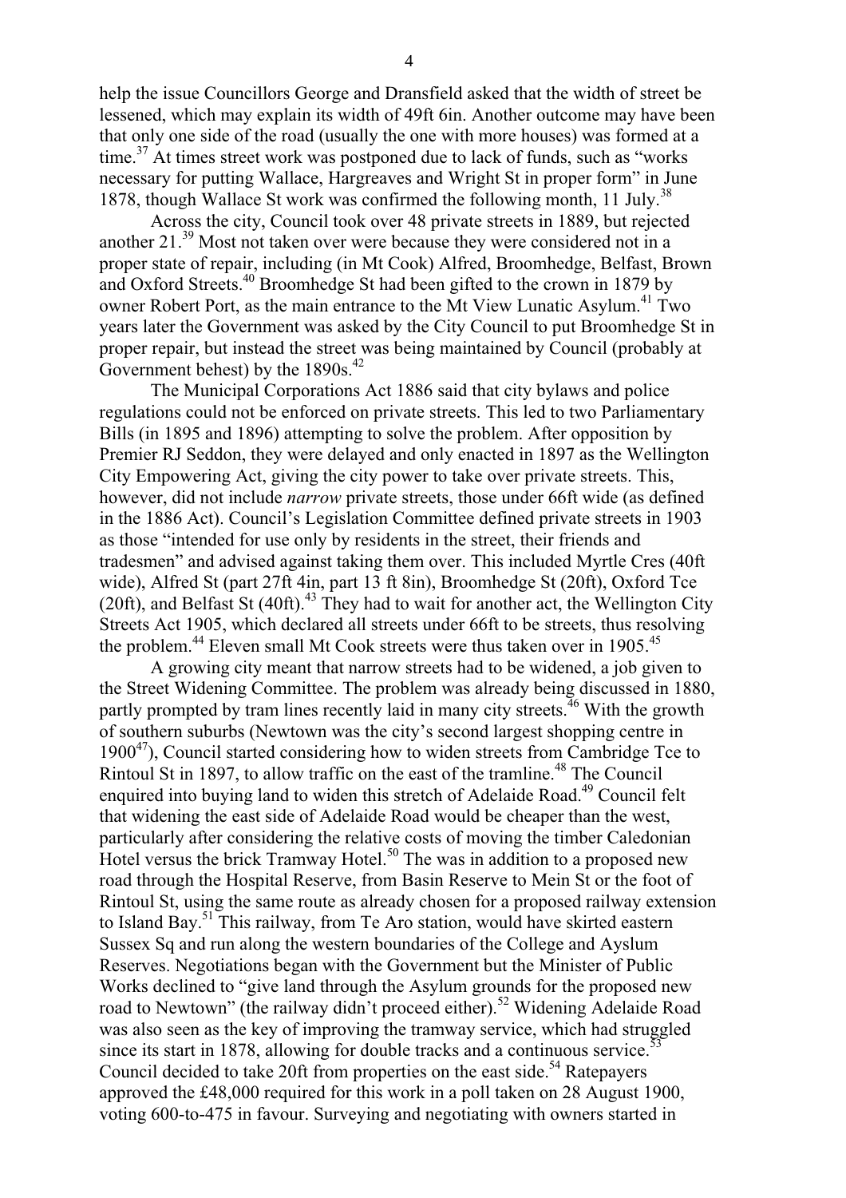help the issue Councillors George and Dransfield asked that the width of street be lessened, which may explain its width of 49ft 6in. Another outcome may have been that only one side of the road (usually the one with more houses) was formed at a time.[37] At times street work was postponed due to lack of funds, such as "works necessary for putting Wallace, Hargreaves and Wright St in proper form" in June 1878, though Wallace St work was confirmed the following month, 11 July.[38]

Across the city, Council took over 48 private streets in 1889, but rejected another 21.[39] Most not taken over were because they were considered not in a proper state of repair, including (in Mt Cook) Alfred, Broomhedge, Belfast, Brown and Oxford Streets.[40] Broomhedge St had been gifted to the crown in 1879 by owner Robert Port, as the main entrance to the Mt View Lunatic Asylum.[41] Two years later the Government was asked by the City Council to put Broomhedge St in proper repair, but instead the street was being maintained by Council (probably at Government behest) by the 1890s.[42]

The Municipal Corporations Act 1886 said that city bylaws and police regulations could not be enforced on private streets. This led to two Parliamentary Bills (in 1895 and 1896) attempting to solve the problem. After opposition by Premier RJ Seddon, they were delayed and only enacted in 1897 as the Wellington City Empowering Act, giving the city power to take over private streets. This, however, did not include *narrow* private streets, those under 66ft wide (as defined in the 1886 Act). Council's Legislation Committee defined private streets in 1903 as those "intended for use only by residents in the street, their friends and tradesmen" and advised against taking them over. This included Myrtle Cres (40ft wide), Alfred St (part 27ft 4in, part 13 ft 8in), Broomhedge St (20ft), Oxford Tce (20ft), and Belfast St (40ft).[43] They had to wait for another act, the Wellington City Streets Act 1905, which declared all streets under 66ft to be streets, thus resolving the problem.[44] Eleven small Mt Cook streets were thus taken over in 1905.[45]

A growing city meant that narrow streets had to be widened, a job given to the Street Widening Committee. The problem was already being discussed in 1880, partly prompted by tram lines recently laid in many city streets.[46] With the growth of southern suburbs (Newtown was the city's second largest shopping centre in 1900[47]), Council started considering how to widen streets from Cambridge Tce to Rintoul St in 1897, to allow traffic on the east of the tramline.[48] The Council enquired into buying land to widen this stretch of Adelaide Road.[49] Council felt that widening the east side of Adelaide Road would be cheaper than the west, particularly after considering the relative costs of moving the timber Caledonian Hotel versus the brick Tramway Hotel.[50] The was in addition to a proposed new road through the Hospital Reserve, from Basin Reserve to Mein St or the foot of Rintoul St, using the same route as already chosen for a proposed railway extension to Island Bay.[51] This railway, from Te Aro station, would have skirted eastern Sussex Sq and run along the western boundaries of the College and Ayslum Reserves. Negotiations began with the Government but the Minister of Public Works declined to "give land through the Asylum grounds for the proposed new road to Newtown" (the railway didn't proceed either).[52] Widening Adelaide Road was also seen as the key of improving the tramway service, which had struggled since its start in 1878, allowing for double tracks and a continuous service.[53] Council decided to take 20ft from properties on the east side.[54] Ratepayers approved the £48,000 required for this work in a poll taken on 28 August 1900, voting 600-to-475 in favour. Surveying and negotiating with owners started in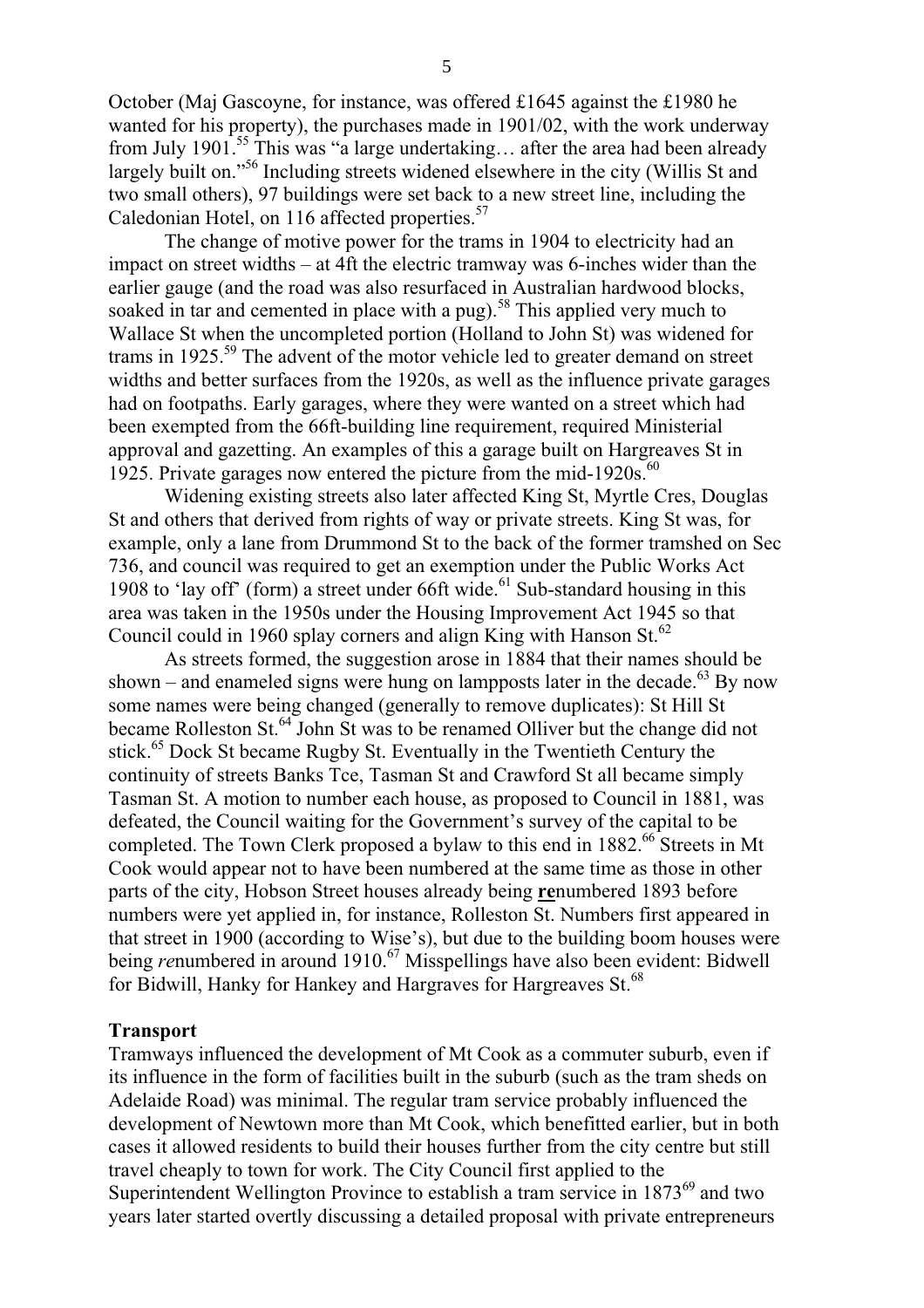October (Maj Gascoyne, for instance, was offered £1645 against the £1980 he wanted for his property), the purchases made in 1901/02, with the work underway from July 1901.[55] This was "a large undertaking… after the area had been already largely built on."[56] Including streets widened elsewhere in the city (Willis St and two small others), 97 buildings were set back to a new street line, including the Caledonian Hotel, on 116 affected properties.[57]

The change of motive power for the trams in 1904 to electricity had an impact on street widths – at 4ft the electric tramway was 6-inches wider than the earlier gauge (and the road was also resurfaced in Australian hardwood blocks, soaked in tar and cemented in place with a pug).[58] This applied very much to Wallace St when the uncompleted portion (Holland to John St) was widened for trams in 1925.[59] The advent of the motor vehicle led to greater demand on street widths and better surfaces from the 1920s, as well as the influence private garages had on footpaths. Early garages, where they were wanted on a street which had been exempted from the 66ft-building line requirement, required Ministerial approval and gazetting. An examples of this a garage built on Hargreaves St in 1925. Private garages now entered the picture from the mid-1920s.[60]

Widening existing streets also later affected King St, Myrtle Cres, Douglas St and others that derived from rights of way or private streets. King St was, for example, only a lane from Drummond St to the back of the former tramshed on Sec 736, and council was required to get an exemption under the Public Works Act 1908 to 'lay off' (form) a street under 66ft wide.[61] Sub-standard housing in this area was taken in the 1950s under the Housing Improvement Act 1945 so that Council could in 1960 splay corners and align King with Hanson St.[62]

As streets formed, the suggestion arose in 1884 that their names should be shown – and enameled signs were hung on lampposts later in the decade.[63] By now some names were being changed (generally to remove duplicates): St Hill St became Rolleston St.[64] John St was to be renamed Olliver but the change did not stick.[65] Dock St became Rugby St. Eventually in the Twentieth Century the continuity of streets Banks Tce, Tasman St and Crawford St all became simply Tasman St. A motion to number each house, as proposed to Council in 1881, was defeated, the Council waiting for the Government's survey of the capital to be completed. The Town Clerk proposed a bylaw to this end in 1882.[66] Streets in Mt Cook would appear not to have been numbered at the same time as those in other parts of the city, Hobson Street houses already being **re**numbered 1893 before numbers were yet applied in, for instance, Rolleston St. Numbers first appeared in that street in 1900 (according to Wise's), but due to the building boom houses were being *re*numbered in around 1910.[67] Misspellings have also been evident: Bidwell for Bidwill, Hanky for Hankey and Hargraves for Hargreaves St.[68]

**Transport**

Tramways influenced the development of Mt Cook as a commuter suburb, even if its influence in the form of facilities built in the suburb (such as the tram sheds on Adelaide Road) was minimal. The regular tram service probably influenced the development of Newtown more than Mt Cook, which benefitted earlier, but in both cases it allowed residents to build their houses further from the city centre but still travel cheaply to town for work. The City Council first applied to the Superintendent Wellington Province to establish a tram service in 1873[69] and two years later started overtly discussing a detailed proposal with private entrepreneurs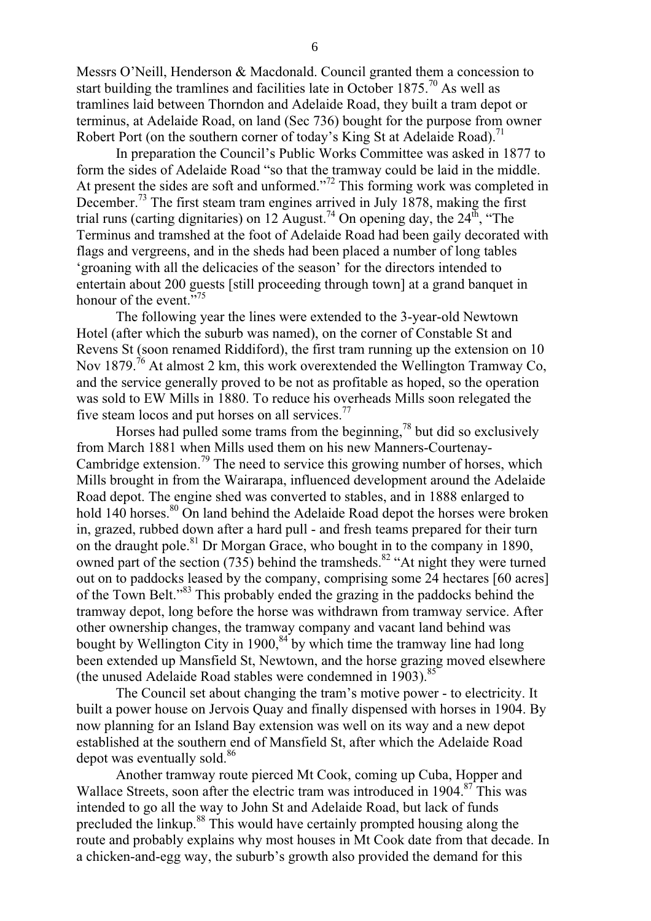Messrs O'Neill, Henderson & Macdonald. Council granted them a concession to start building the tramlines and facilities late in October 1875.[70] As well as tramlines laid between Thorndon and Adelaide Road, they built a tram depot or terminus, at Adelaide Road, on land (Sec 736) bought for the purpose from owner Robert Port (on the southern corner of today's King St at Adelaide Road).[71]

In preparation the Council's Public Works Committee was asked in 1877 to form the sides of Adelaide Road "so that the tramway could be laid in the middle. At present the sides are soft and unformed."[72] This forming work was completed in December.[73] The first steam tram engines arrived in July 1878, making the first trial runs (carting dignitaries) on 12 August.[74] On opening day, the 24th, "The Terminus and tramshed at the foot of Adelaide Road had been gaily decorated with flags and vergreens, and in the sheds had been placed a number of long tables 'groaning with all the delicacies of the season' for the directors intended to entertain about 200 guests [still proceeding through town] at a grand banquet in honour of the event."[75]

The following year the lines were extended to the 3-year-old Newtown Hotel (after which the suburb was named), on the corner of Constable St and Revens St (soon renamed Riddiford), the first tram running up the extension on 10 Nov 1879.[76] At almost 2 km, this work overextended the Wellington Tramway Co, and the service generally proved to be not as profitable as hoped, so the operation was sold to EW Mills in 1880. To reduce his overheads Mills soon relegated the five steam locos and put horses on all services.[77]

Horses had pulled some trams from the beginning,[78] but did so exclusively from March 1881 when Mills used them on his new Manners-Courtenay-Cambridge extension.[79] The need to service this growing number of horses, which Mills brought in from the Wairarapa, influenced development around the Adelaide Road depot. The engine shed was converted to stables, and in 1888 enlarged to hold 140 horses.[80] On land behind the Adelaide Road depot the horses were broken in, grazed, rubbed down after a hard pull - and fresh teams prepared for their turn on the draught pole.[81] Dr Morgan Grace, who bought in to the company in 1890, owned part of the section (735) behind the tramsheds.[82] "At night they were turned out on to paddocks leased by the company, comprising some 24 hectares [60 acres] of the Town Belt."[83] This probably ended the grazing in the paddocks behind the tramway depot, long before the horse was withdrawn from tramway service. After other ownership changes, the tramway company and vacant land behind was bought by Wellington City in 1900,[84] by which time the tramway line had long been extended up Mansfield St, Newtown, and the horse grazing moved elsewhere (the unused Adelaide Road stables were condemned in 1903).[85]

The Council set about changing the tram's motive power - to electricity. It built a power house on Jervois Quay and finally dispensed with horses in 1904. By now planning for an Island Bay extension was well on its way and a new depot established at the southern end of Mansfield St, after which the Adelaide Road depot was eventually sold.[86]

Another tramway route pierced Mt Cook, coming up Cuba, Hopper and Wallace Streets, soon after the electric tram was introduced in 1904.[87] This was intended to go all the way to John St and Adelaide Road, but lack of funds precluded the linkup.[88] This would have certainly prompted housing along the route and probably explains why most houses in Mt Cook date from that decade. In a chicken-and-egg way, the suburb's growth also provided the demand for this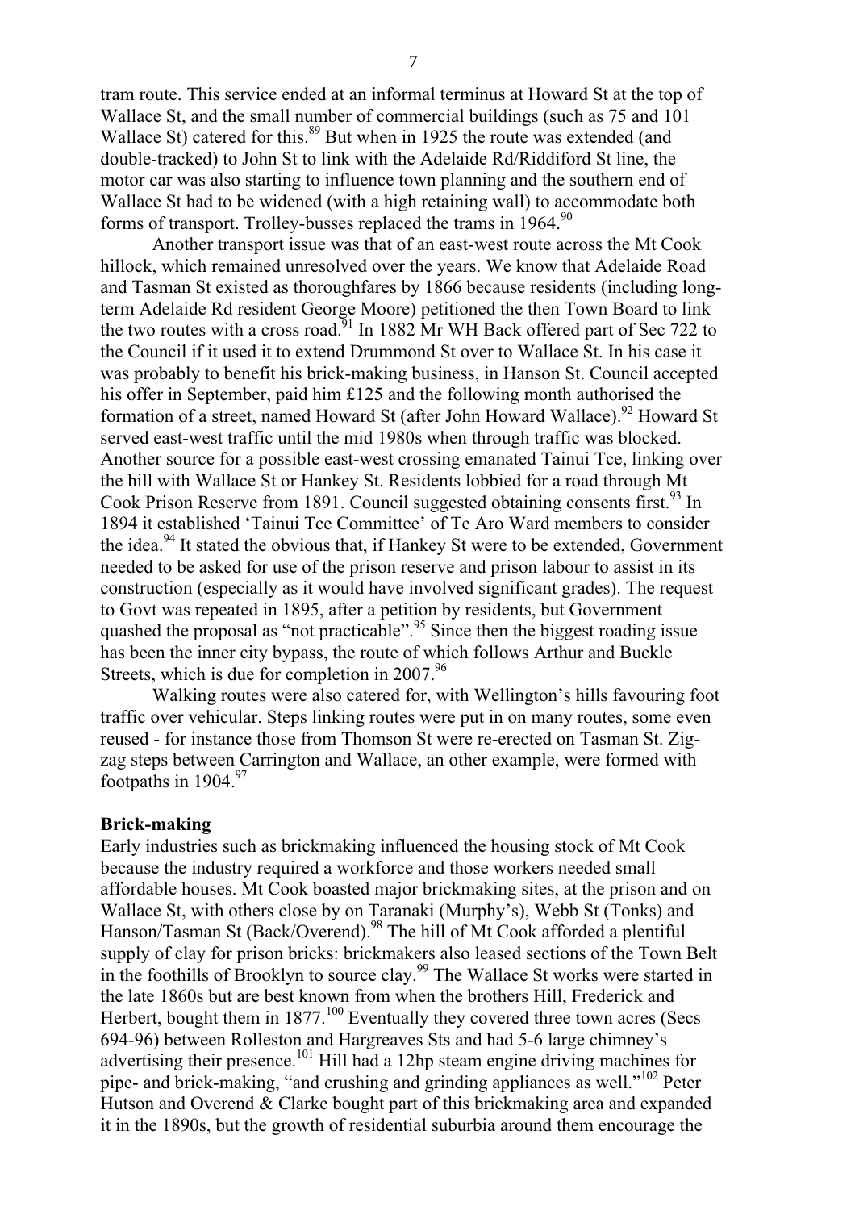tram route. This service ended at an informal terminus at Howard St at the top of Wallace St, and the small number of commercial buildings (such as 75 and 101 Wallace St) catered for this.[89] But when in 1925 the route was extended (and double-tracked) to John St to link with the Adelaide Rd/Riddiford St line, the motor car was also starting to influence town planning and the southern end of Wallace St had to be widened (with a high retaining wall) to accommodate both forms of transport. Trolley-busses replaced the trams in 1964.[90]

Another transport issue was that of an east-west route across the Mt Cook hillock, which remained unresolved over the years. We know that Adelaide Road and Tasman St existed as thoroughfares by 1866 because residents (including long-term Adelaide Rd resident George Moore) petitioned the then Town Board to link the two routes with a cross road.[91] In 1882 Mr WH Back offered part of Sec 722 to the Council if it used it to extend Drummond St over to Wallace St. In his case it was probably to benefit his brick-making business, in Hanson St. Council accepted his offer in September, paid him £125 and the following month authorised the formation of a street, named Howard St (after John Howard Wallace).[92] Howard St served east-west traffic until the mid 1980s when through traffic was blocked. Another source for a possible east-west crossing emanated Tainui Tce, linking over the hill with Wallace St or Hankey St. Residents lobbied for a road through Mt Cook Prison Reserve from 1891. Council suggested obtaining consents first.[93] In 1894 it established 'Tainui Tce Committee' of Te Aro Ward members to consider the idea.[94] It stated the obvious that, if Hankey St were to be extended, Government needed to be asked for use of the prison reserve and prison labour to assist in its construction (especially as it would have involved significant grades). The request to Govt was repeated in 1895, after a petition by residents, but Government quashed the proposal as "not practicable".[95] Since then the biggest roading issue has been the inner city bypass, the route of which follows Arthur and Buckle Streets, which is due for completion in 2007.[96]

Walking routes were also catered for, with Wellington's hills favouring foot traffic over vehicular. Steps linking routes were put in on many routes, some even reused - for instance those from Thomson St were re-erected on Tasman St. Zig-zag steps between Carrington and Wallace, an other example, were formed with footpaths in 1904.[97]

**Brick-making**

Early industries such as brickmaking influenced the housing stock of Mt Cook because the industry required a workforce and those workers needed small affordable houses. Mt Cook boasted major brickmaking sites, at the prison and on Wallace St, with others close by on Taranaki (Murphy's), Webb St (Tonks) and Hanson/Tasman St (Back/Overend).[98] The hill of Mt Cook afforded a plentiful supply of clay for prison bricks: brickmakers also leased sections of the Town Belt in the foothills of Brooklyn to source clay.[99] The Wallace St works were started in the late 1860s but are best known from when the brothers Hill, Frederick and Herbert, bought them in 1877.[100] Eventually they covered three town acres (Secs 694-96) between Rolleston and Hargreaves Sts and had 5-6 large chimney's advertising their presence.[101] Hill had a 12hp steam engine driving machines for pipe- and brick-making, "and crushing and grinding appliances as well."[102] Peter Hutson and Overend & Clarke bought part of this brickmaking area and expanded it in the 1890s, but the growth of residential suburbia around them encourage the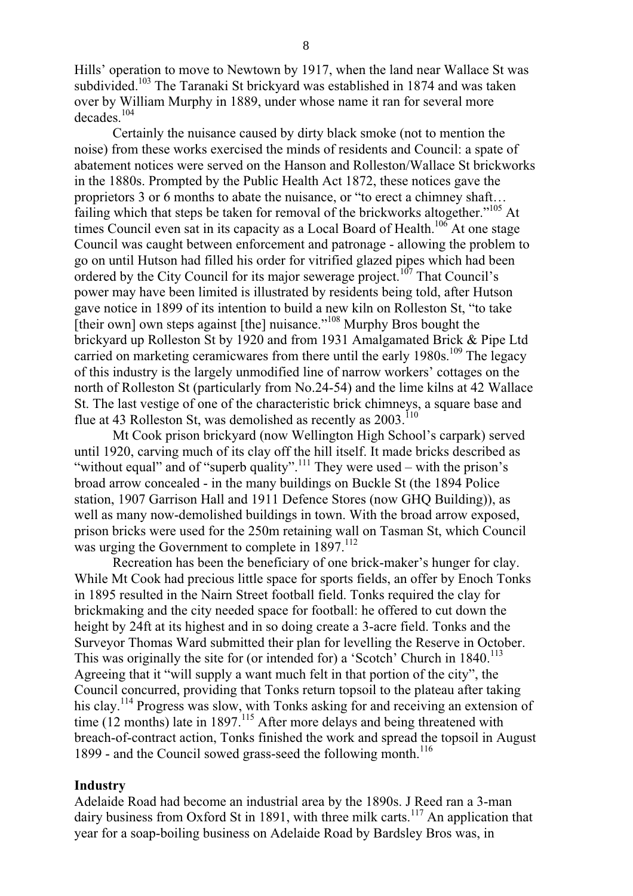Hills' operation to move to Newtown by 1917, when the land near Wallace St was subdivided.[103] The Taranaki St brickyard was established in 1874 and was taken over by William Murphy in 1889, under whose name it ran for several more decades.[104]

Certainly the nuisance caused by dirty black smoke (not to mention the noise) from these works exercised the minds of residents and Council: a spate of abatement notices were served on the Hanson and Rolleston/Wallace St brickworks in the 1880s. Prompted by the Public Health Act 1872, these notices gave the proprietors 3 or 6 months to abate the nuisance, or "to erect a chimney shaft… failing which that steps be taken for removal of the brickworks altogether."[105] At times Council even sat in its capacity as a Local Board of Health.[106] At one stage Council was caught between enforcement and patronage - allowing the problem to go on until Hutson had filled his order for vitrified glazed pipes which had been ordered by the City Council for its major sewerage project.[107] That Council's power may have been limited is illustrated by residents being told, after Hutson gave notice in 1899 of its intention to build a new kiln on Rolleston St, "to take [their own] own steps against [the] nuisance."[108] Murphy Bros bought the brickyard up Rolleston St by 1920 and from 1931 Amalgamated Brick & Pipe Ltd carried on marketing ceramicwares from there until the early 1980s.[109] The legacy of this industry is the largely unmodified line of narrow workers' cottages on the north of Rolleston St (particularly from No.24-54) and the lime kilns at 42 Wallace St. The last vestige of one of the characteristic brick chimneys, a square base and flue at 43 Rolleston St, was demolished as recently as 2003.[110]

Mt Cook prison brickyard (now Wellington High School's carpark) served until 1920, carving much of its clay off the hill itself. It made bricks described as "without equal" and of "superb quality".[111] They were used – with the prison's broad arrow concealed - in the many buildings on Buckle St (the 1894 Police station, 1907 Garrison Hall and 1911 Defence Stores (now GHQ Building)), as well as many now-demolished buildings in town. With the broad arrow exposed, prison bricks were used for the 250m retaining wall on Tasman St, which Council was urging the Government to complete in 1897.[112]

Recreation has been the beneficiary of one brick-maker's hunger for clay. While Mt Cook had precious little space for sports fields, an offer by Enoch Tonks in 1895 resulted in the Nairn Street football field. Tonks required the clay for brickmaking and the city needed space for football: he offered to cut down the height by 24ft at its highest and in so doing create a 3-acre field. Tonks and the Surveyor Thomas Ward submitted their plan for levelling the Reserve in October. This was originally the site for (or intended for) a 'Scotch' Church in 1840.[113] Agreeing that it "will supply a want much felt in that portion of the city", the Council concurred, providing that Tonks return topsoil to the plateau after taking his clay.[114] Progress was slow, with Tonks asking for and receiving an extension of time (12 months) late in 1897.[115] After more delays and being threatened with breach-of-contract action, Tonks finished the work and spread the topsoil in August 1899 - and the Council sowed grass-seed the following month.[116]

**Industry**

Adelaide Road had become an industrial area by the 1890s. J Reed ran a 3-man dairy business from Oxford St in 1891, with three milk carts.[117] An application that year for a soap-boiling business on Adelaide Road by Bardsley Bros was, in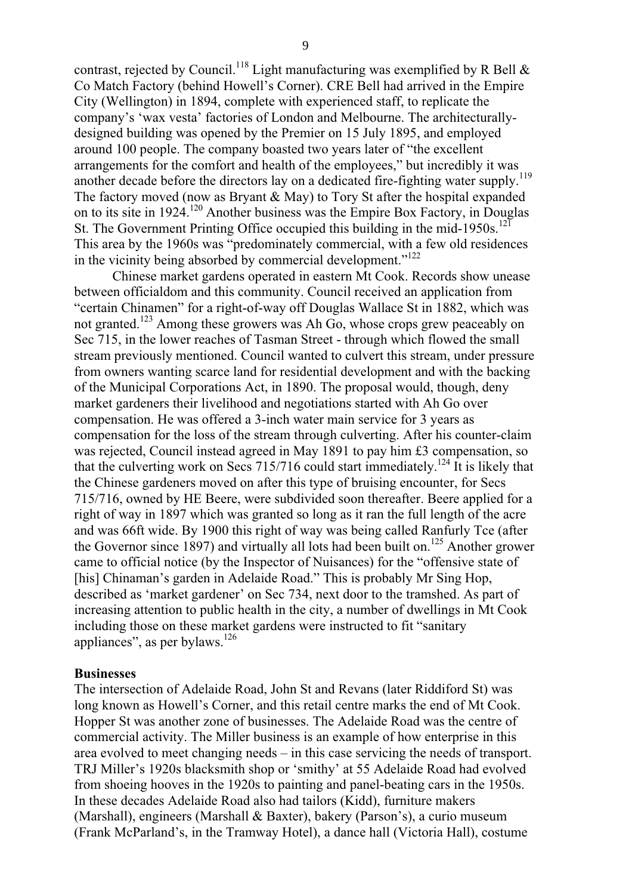contrast, rejected by Council.[118] Light manufacturing was exemplified by R Bell & Co Match Factory (behind Howell's Corner). CRE Bell had arrived in the Empire City (Wellington) in 1894, complete with experienced staff, to replicate the company's 'wax vesta' factories of London and Melbourne. The architecturally-designed building was opened by the Premier on 15 July 1895, and employed around 100 people. The company boasted two years later of "the excellent arrangements for the comfort and health of the employees," but incredibly it was another decade before the directors lay on a dedicated fire-fighting water supply.[119] The factory moved (now as Bryant & May) to Tory St after the hospital expanded on to its site in 1924.[120] Another business was the Empire Box Factory, in Douglas St. The Government Printing Office occupied this building in the mid-1950s.[121] This area by the 1960s was "predominately commercial, with a few old residences in the vicinity being absorbed by commercial development."[122]

Chinese market gardens operated in eastern Mt Cook. Records show unease between officialdom and this community. Council received an application from "certain Chinamen" for a right-of-way off Douglas Wallace St in 1882, which was not granted.[123] Among these growers was Ah Go, whose crops grew peaceably on Sec 715, in the lower reaches of Tasman Street - through which flowed the small stream previously mentioned. Council wanted to culvert this stream, under pressure from owners wanting scarce land for residential development and with the backing of the Municipal Corporations Act, in 1890. The proposal would, though, deny market gardeners their livelihood and negotiations started with Ah Go over compensation. He was offered a 3-inch water main service for 3 years as compensation for the loss of the stream through culverting. After his counter-claim was rejected, Council instead agreed in May 1891 to pay him £3 compensation, so that the culverting work on Secs 715/716 could start immediately.[124] It is likely that the Chinese gardeners moved on after this type of bruising encounter, for Secs 715/716, owned by HE Beere, were subdivided soon thereafter. Beere applied for a right of way in 1897 which was granted so long as it ran the full length of the acre and was 66ft wide. By 1900 this right of way was being called Ranfurly Tce (after the Governor since 1897) and virtually all lots had been built on.[125] Another grower came to official notice (by the Inspector of Nuisances) for the "offensive state of [his] Chinaman's garden in Adelaide Road." This is probably Mr Sing Hop, described as 'market gardener' on Sec 734, next door to the tramshed. As part of increasing attention to public health in the city, a number of dwellings in Mt Cook including those on these market gardens were instructed to fit "sanitary appliances", as per bylaws.[126]

**Businesses**

The intersection of Adelaide Road, John St and Revans (later Riddiford St) was long known as Howell's Corner, and this retail centre marks the end of Mt Cook. Hopper St was another zone of businesses. The Adelaide Road was the centre of commercial activity. The Miller business is an example of how enterprise in this area evolved to meet changing needs – in this case servicing the needs of transport. TRJ Miller's 1920s blacksmith shop or 'smithy' at 55 Adelaide Road had evolved from shoeing hooves in the 1920s to painting and panel-beating cars in the 1950s. In these decades Adelaide Road also had tailors (Kidd), furniture makers (Marshall), engineers (Marshall & Baxter), bakery (Parson's), a curio museum (Frank McParland's, in the Tramway Hotel), a dance hall (Victoria Hall), costume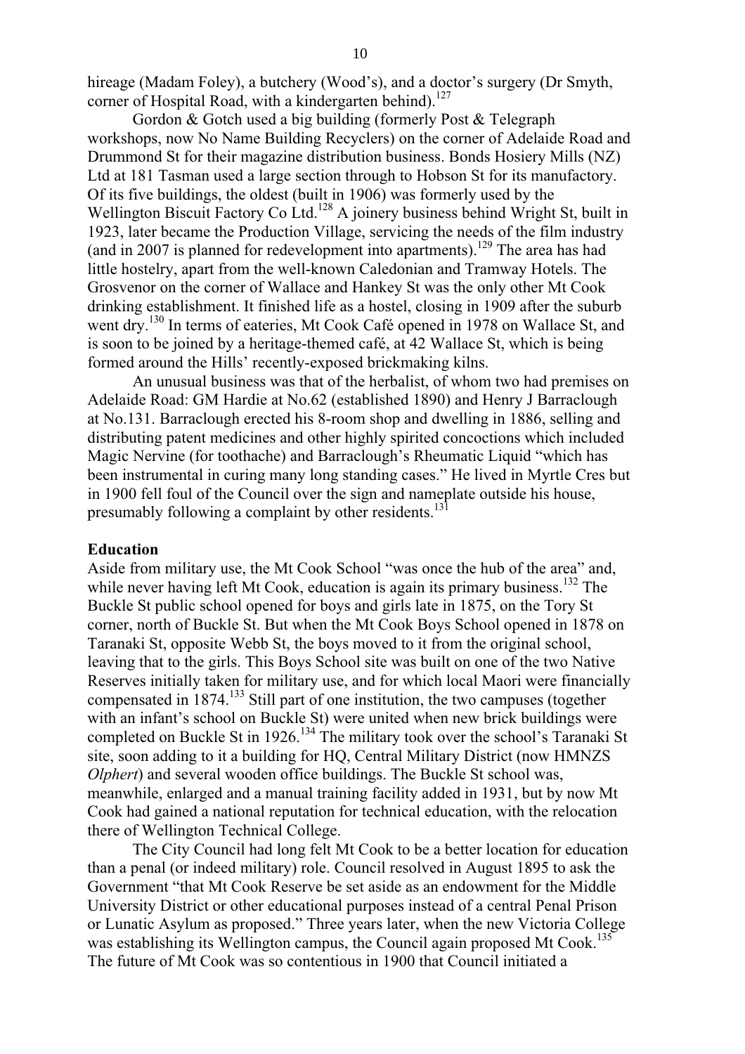hireage (Madam Foley), a butchery (Wood's), and a doctor's surgery (Dr Smyth, corner of Hospital Road, with a kindergarten behind).[127]

Gordon & Gotch used a big building (formerly Post & Telegraph workshops, now No Name Building Recyclers) on the corner of Adelaide Road and Drummond St for their magazine distribution business. Bonds Hosiery Mills (NZ) Ltd at 181 Tasman used a large section through to Hobson St for its manufactory. Of its five buildings, the oldest (built in 1906) was formerly used by the Wellington Biscuit Factory Co Ltd.[128] A joinery business behind Wright St, built in 1923, later became the Production Village, servicing the needs of the film industry (and in 2007 is planned for redevelopment into apartments).[129] The area has had little hostelry, apart from the well-known Caledonian and Tramway Hotels. The Grosvenor on the corner of Wallace and Hankey St was the only other Mt Cook drinking establishment. It finished life as a hostel, closing in 1909 after the suburb went dry.[130] In terms of eateries, Mt Cook Café opened in 1978 on Wallace St, and is soon to be joined by a heritage-themed café, at 42 Wallace St, which is being formed around the Hills' recently-exposed brickmaking kilns.

An unusual business was that of the herbalist, of whom two had premises on Adelaide Road: GM Hardie at No.62 (established 1890) and Henry J Barraclough at No.131. Barraclough erected his 8-room shop and dwelling in 1886, selling and distributing patent medicines and other highly spirited concoctions which included Magic Nervine (for toothache) and Barraclough's Rheumatic Liquid "which has been instrumental in curing many long standing cases." He lived in Myrtle Cres but in 1900 fell foul of the Council over the sign and nameplate outside his house, presumably following a complaint by other residents.[131]

## Education

Aside from military use, the Mt Cook School "was once the hub of the area" and, while never having left Mt Cook, education is again its primary business.[132] The Buckle St public school opened for boys and girls late in 1875, on the Tory St corner, north of Buckle St. But when the Mt Cook Boys School opened in 1878 on Taranaki St, opposite Webb St, the boys moved to it from the original school, leaving that to the girls. This Boys School site was built on one of the two Native Reserves initially taken for military use, and for which local Maori were financially compensated in 1874.[133] Still part of one institution, the two campuses (together with an infant's school on Buckle St) were united when new brick buildings were completed on Buckle St in 1926.[134] The military took over the school's Taranaki St site, soon adding to it a building for HQ, Central Military District (now HMNZS *Olphert*) and several wooden office buildings. The Buckle St school was, meanwhile, enlarged and a manual training facility added in 1931, but by now Mt Cook had gained a national reputation for technical education, with the relocation there of Wellington Technical College.

The City Council had long felt Mt Cook to be a better location for education than a penal (or indeed military) role. Council resolved in August 1895 to ask the Government "that Mt Cook Reserve be set aside as an endowment for the Middle University District or other educational purposes instead of a central Penal Prison or Lunatic Asylum as proposed." Three years later, when the new Victoria College was establishing its Wellington campus, the Council again proposed Mt Cook.[135] The future of Mt Cook was so contentious in 1900 that Council initiated a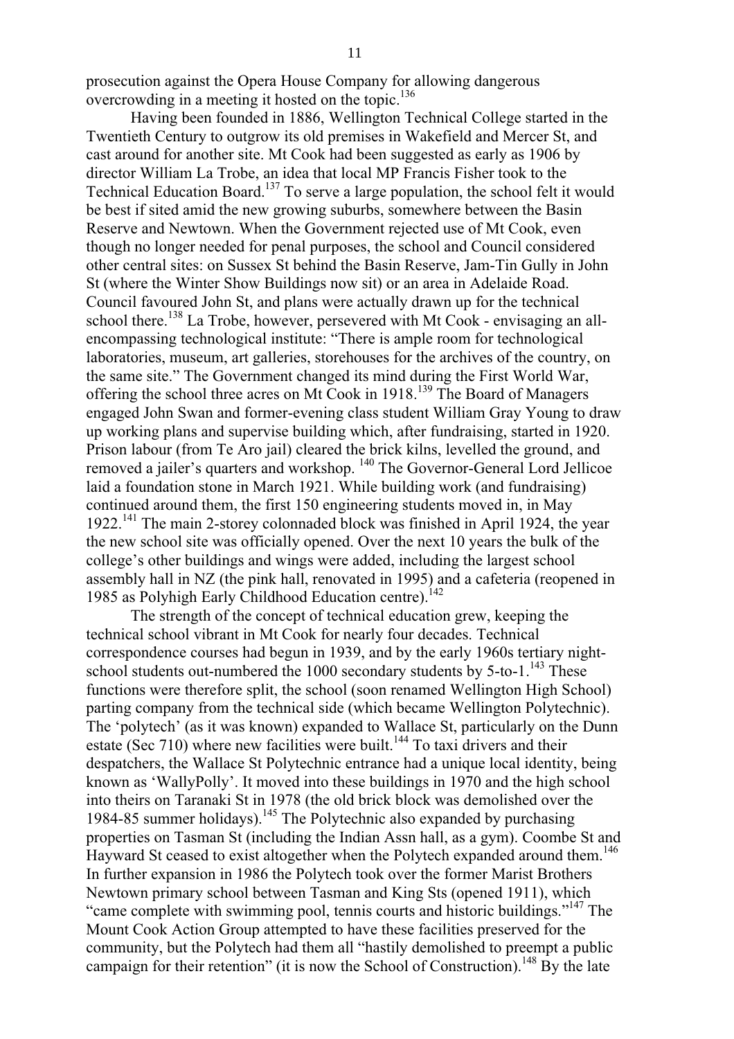prosecution against the Opera House Company for allowing dangerous overcrowding in a meeting it hosted on the topic.[136]

Having been founded in 1886, Wellington Technical College started in the Twentieth Century to outgrow its old premises in Wakefield and Mercer St, and cast around for another site. Mt Cook had been suggested as early as 1906 by director William La Trobe, an idea that local MP Francis Fisher took to the Technical Education Board.[137] To serve a large population, the school felt it would be best if sited amid the new growing suburbs, somewhere between the Basin Reserve and Newtown. When the Government rejected use of Mt Cook, even though no longer needed for penal purposes, the school and Council considered other central sites: on Sussex St behind the Basin Reserve, Jam-Tin Gully in John St (where the Winter Show Buildings now sit) or an area in Adelaide Road. Council favoured John St, and plans were actually drawn up for the technical school there.[138] La Trobe, however, persevered with Mt Cook - envisaging an all-encompassing technological institute: "There is ample room for technological laboratories, museum, art galleries, storehouses for the archives of the country, on the same site." The Government changed its mind during the First World War, offering the school three acres on Mt Cook in 1918.[139] The Board of Managers engaged John Swan and former-evening class student William Gray Young to draw up working plans and supervise building which, after fundraising, started in 1920. Prison labour (from Te Aro jail) cleared the brick kilns, levelled the ground, and removed a jailer's quarters and workshop.[140] The Governor-General Lord Jellicoe laid a foundation stone in March 1921. While building work (and fundraising) continued around them, the first 150 engineering students moved in, in May 1922.[141] The main 2-storey colonnaded block was finished in April 1924, the year the new school site was officially opened. Over the next 10 years the bulk of the college's other buildings and wings were added, including the largest school assembly hall in NZ (the pink hall, renovated in 1995) and a cafeteria (reopened in 1985 as Polyhigh Early Childhood Education centre).[142]

The strength of the concept of technical education grew, keeping the technical school vibrant in Mt Cook for nearly four decades. Technical correspondence courses had begun in 1939, and by the early 1960s tertiary night-school students out-numbered the 1000 secondary students by 5-to-1.[143] These functions were therefore split, the school (soon renamed Wellington High School) parting company from the technical side (which became Wellington Polytechnic). The 'polytech' (as it was known) expanded to Wallace St, particularly on the Dunn estate (Sec 710) where new facilities were built.[144] To taxi drivers and their despatchers, the Wallace St Polytechnic entrance had a unique local identity, being known as 'WallyPolly'. It moved into these buildings in 1970 and the high school into theirs on Taranaki St in 1978 (the old brick block was demolished over the 1984-85 summer holidays).[145] The Polytechnic also expanded by purchasing properties on Tasman St (including the Indian Assn hall, as a gym). Coombe St and Hayward St ceased to exist altogether when the Polytech expanded around them.[146] In further expansion in 1986 the Polytech took over the former Marist Brothers Newtown primary school between Tasman and King Sts (opened 1911), which "came complete with swimming pool, tennis courts and historic buildings."[147] The Mount Cook Action Group attempted to have these facilities preserved for the community, but the Polytech had them all "hastily demolished to preempt a public campaign for their retention" (it is now the School of Construction).[148] By the late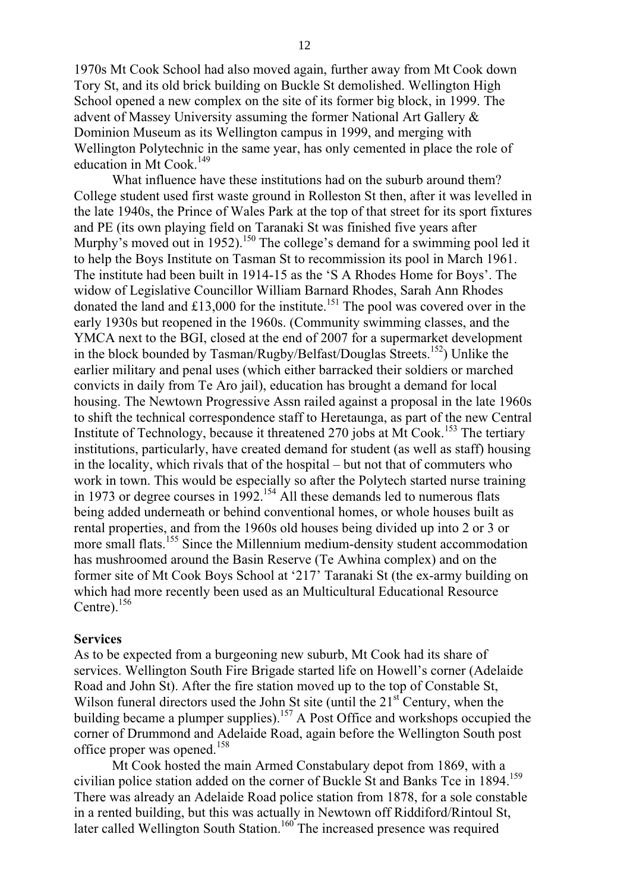1970s Mt Cook School had also moved again, further away from Mt Cook down Tory St, and its old brick building on Buckle St demolished. Wellington High School opened a new complex on the site of its former big block, in 1999. The advent of Massey University assuming the former National Art Gallery & Dominion Museum as its Wellington campus in 1999, and merging with Wellington Polytechnic in the same year, has only cemented in place the role of education in Mt Cook.[149]

What influence have these institutions had on the suburb around them? College student used first waste ground in Rolleston St then, after it was levelled in the late 1940s, the Prince of Wales Park at the top of that street for its sport fixtures and PE (its own playing field on Taranaki St was finished five years after Murphy's moved out in 1952).[150] The college's demand for a swimming pool led it to help the Boys Institute on Tasman St to recommission its pool in March 1961. The institute had been built in 1914-15 as the 'S A Rhodes Home for Boys'. The widow of Legislative Councillor William Barnard Rhodes, Sarah Ann Rhodes donated the land and £13,000 for the institute.[151] The pool was covered over in the early 1930s but reopened in the 1960s. (Community swimming classes, and the YMCA next to the BGI, closed at the end of 2007 for a supermarket development in the block bounded by Tasman/Rugby/Belfast/Douglas Streets.[152]) Unlike the earlier military and penal uses (which either barracked their soldiers or marched convicts in daily from Te Aro jail), education has brought a demand for local housing. The Newtown Progressive Assn railed against a proposal in the late 1960s to shift the technical correspondence staff to Heretaunga, as part of the new Central Institute of Technology, because it threatened 270 jobs at Mt Cook.[153] The tertiary institutions, particularly, have created demand for student (as well as staff) housing in the locality, which rivals that of the hospital – but not that of commuters who work in town. This would be especially so after the Polytech started nurse training in 1973 or degree courses in 1992.[154] All these demands led to numerous flats being added underneath or behind conventional homes, or whole houses built as rental properties, and from the 1960s old houses being divided up into 2 or 3 or more small flats.[155] Since the Millennium medium-density student accommodation has mushroomed around the Basin Reserve (Te Awhina complex) and on the former site of Mt Cook Boys School at '217' Taranaki St (the ex-army building on which had more recently been used as an Multicultural Educational Resource Centre).[156]

**Services**

As to be expected from a burgeoning new suburb, Mt Cook had its share of services. Wellington South Fire Brigade started life on Howell's corner (Adelaide Road and John St). After the fire station moved up to the top of Constable St, Wilson funeral directors used the John St site (until the 21st Century, when the building became a plumper supplies).[157] A Post Office and workshops occupied the corner of Drummond and Adelaide Road, again before the Wellington South post office proper was opened.[158]

Mt Cook hosted the main Armed Constabulary depot from 1869, with a civilian police station added on the corner of Buckle St and Banks Tce in 1894.[159] There was already an Adelaide Road police station from 1878, for a sole constable in a rented building, but this was actually in Newtown off Riddiford/Rintoul St, later called Wellington South Station.[160] The increased presence was required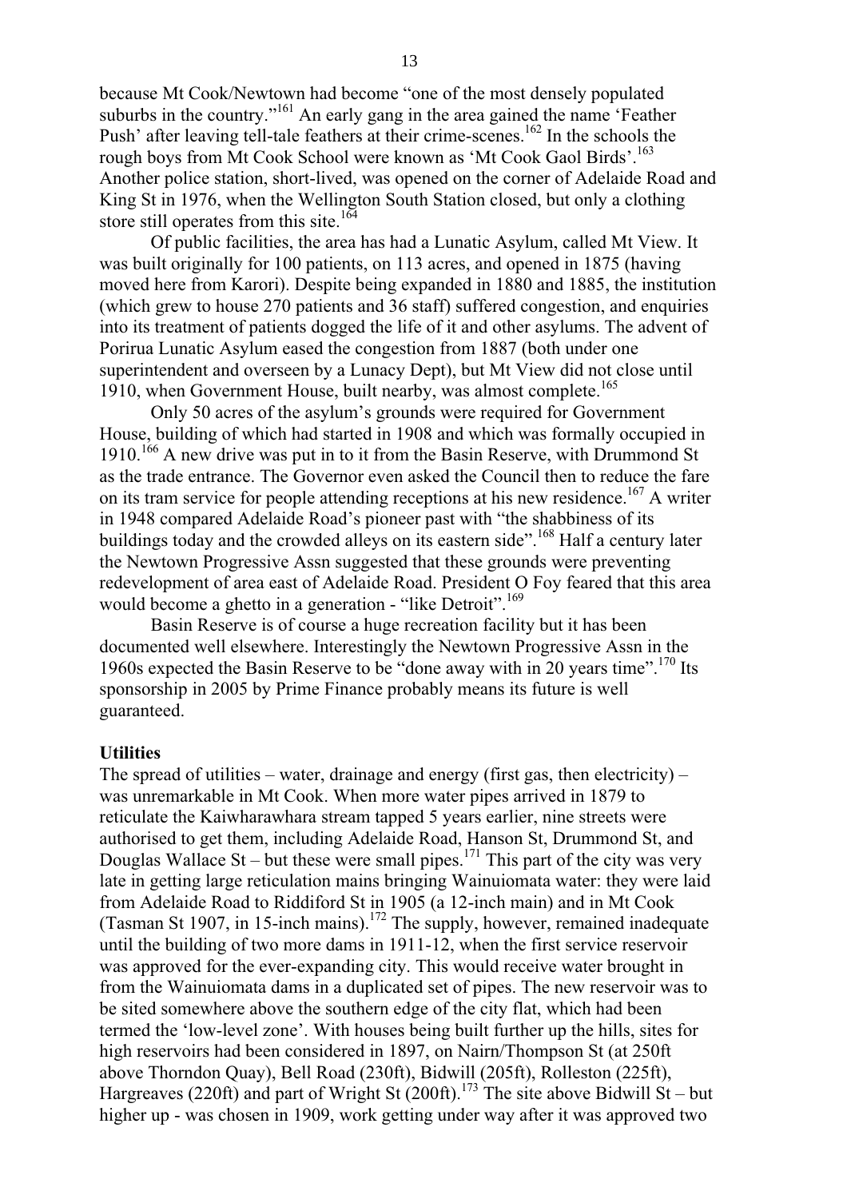because Mt Cook/Newtown had become "one of the most densely populated suburbs in the country."[161] An early gang in the area gained the name 'Feather Push' after leaving tell-tale feathers at their crime-scenes.[162] In the schools the rough boys from Mt Cook School were known as 'Mt Cook Gaol Birds'.[163] Another police station, short-lived, was opened on the corner of Adelaide Road and King St in 1976, when the Wellington South Station closed, but only a clothing store still operates from this site.[164]

Of public facilities, the area has had a Lunatic Asylum, called Mt View. It was built originally for 100 patients, on 113 acres, and opened in 1875 (having moved here from Karori). Despite being expanded in 1880 and 1885, the institution (which grew to house 270 patients and 36 staff) suffered congestion, and enquiries into its treatment of patients dogged the life of it and other asylums. The advent of Porirua Lunatic Asylum eased the congestion from 1887 (both under one superintendent and overseen by a Lunacy Dept), but Mt View did not close until 1910, when Government House, built nearby, was almost complete.[165]

Only 50 acres of the asylum's grounds were required for Government House, building of which had started in 1908 and which was formally occupied in 1910.[166] A new drive was put in to it from the Basin Reserve, with Drummond St as the trade entrance. The Governor even asked the Council then to reduce the fare on its tram service for people attending receptions at his new residence.[167] A writer in 1948 compared Adelaide Road's pioneer past with "the shabbiness of its buildings today and the crowded alleys on its eastern side".[168] Half a century later the Newtown Progressive Assn suggested that these grounds were preventing redevelopment of area east of Adelaide Road. President O Foy feared that this area would become a ghetto in a generation - "like Detroit".[169]

Basin Reserve is of course a huge recreation facility but it has been documented well elsewhere. Interestingly the Newtown Progressive Assn in the 1960s expected the Basin Reserve to be "done away with in 20 years time".[170] Its sponsorship in 2005 by Prime Finance probably means its future is well guaranteed.

**Utilities**

The spread of utilities – water, drainage and energy (first gas, then electricity) – was unremarkable in Mt Cook. When more water pipes arrived in 1879 to reticulate the Kaiwharawhara stream tapped 5 years earlier, nine streets were authorised to get them, including Adelaide Road, Hanson St, Drummond St, and Douglas Wallace St – but these were small pipes.[171] This part of the city was very late in getting large reticulation mains bringing Wainuiomata water: they were laid from Adelaide Road to Riddiford St in 1905 (a 12-inch main) and in Mt Cook (Tasman St 1907, in 15-inch mains).[172] The supply, however, remained inadequate until the building of two more dams in 1911-12, when the first service reservoir was approved for the ever-expanding city. This would receive water brought in from the Wainuiomata dams in a duplicated set of pipes. The new reservoir was to be sited somewhere above the southern edge of the city flat, which had been termed the 'low-level zone'. With houses being built further up the hills, sites for high reservoirs had been considered in 1897, on Nairn/Thompson St (at 250ft above Thorndon Quay), Bell Road (230ft), Bidwill (205ft), Rolleston (225ft), Hargreaves (220ft) and part of Wright St (200ft).[173] The site above Bidwill St – but higher up - was chosen in 1909, work getting under way after it was approved two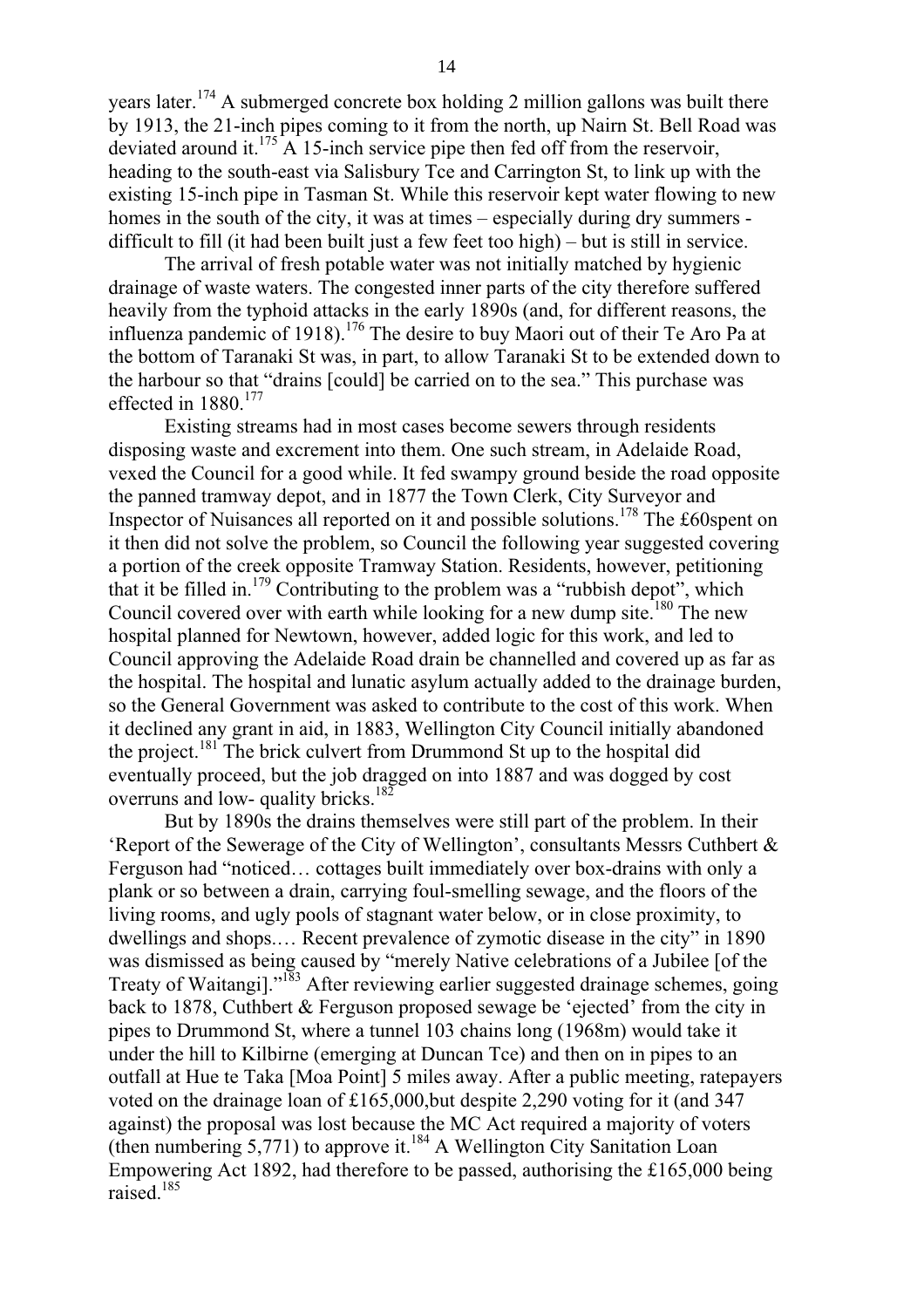years later.[174] A submerged concrete box holding 2 million gallons was built there by 1913, the 21-inch pipes coming to it from the north, up Nairn St. Bell Road was deviated around it.[175] A 15-inch service pipe then fed off from the reservoir, heading to the south-east via Salisbury Tce and Carrington St, to link up with the existing 15-inch pipe in Tasman St. While this reservoir kept water flowing to new homes in the south of the city, it was at times – especially during dry summers - difficult to fill (it had been built just a few feet too high) – but is still in service.

The arrival of fresh potable water was not initially matched by hygienic drainage of waste waters. The congested inner parts of the city therefore suffered heavily from the typhoid attacks in the early 1890s (and, for different reasons, the influenza pandemic of 1918).[176] The desire to buy Maori out of their Te Aro Pa at the bottom of Taranaki St was, in part, to allow Taranaki St to be extended down to the harbour so that "drains [could] be carried on to the sea." This purchase was effected in 1880.[177]

Existing streams had in most cases become sewers through residents disposing waste and excrement into them. One such stream, in Adelaide Road, vexed the Council for a good while. It fed swampy ground beside the road opposite the panned tramway depot, and in 1877 the Town Clerk, City Surveyor and Inspector of Nuisances all reported on it and possible solutions.[178] The £60spent on it then did not solve the problem, so Council the following year suggested covering a portion of the creek opposite Tramway Station. Residents, however, petitioning that it be filled in.[179] Contributing to the problem was a "rubbish depot", which Council covered over with earth while looking for a new dump site.[180] The new hospital planned for Newtown, however, added logic for this work, and led to Council approving the Adelaide Road drain be channelled and covered up as far as the hospital. The hospital and lunatic asylum actually added to the drainage burden, so the General Government was asked to contribute to the cost of this work. When it declined any grant in aid, in 1883, Wellington City Council initially abandoned the project.[181] The brick culvert from Drummond St up to the hospital did eventually proceed, but the job dragged on into 1887 and was dogged by cost overruns and low- quality bricks.[182]

But by 1890s the drains themselves were still part of the problem. In their 'Report of the Sewerage of the City of Wellington', consultants Messrs Cuthbert & Ferguson had "noticed… cottages built immediately over box-drains with only a plank or so between a drain, carrying foul-smelling sewage, and the floors of the living rooms, and ugly pools of stagnant water below, or in close proximity, to dwellings and shops.… Recent prevalence of zymotic disease in the city" in 1890 was dismissed as being caused by "merely Native celebrations of a Jubilee [of the Treaty of Waitangi]."[183] After reviewing earlier suggested drainage schemes, going back to 1878, Cuthbert & Ferguson proposed sewage be 'ejected' from the city in pipes to Drummond St, where a tunnel 103 chains long (1968m) would take it under the hill to Kilbirne (emerging at Duncan Tce) and then on in pipes to an outfall at Hue te Taka [Moa Point] 5 miles away. After a public meeting, ratepayers voted on the drainage loan of £165,000,but despite 2,290 voting for it (and 347 against) the proposal was lost because the MC Act required a majority of voters (then numbering 5,771) to approve it.[184] A Wellington City Sanitation Loan Empowering Act 1892, had therefore to be passed, authorising the £165,000 being raised.[185]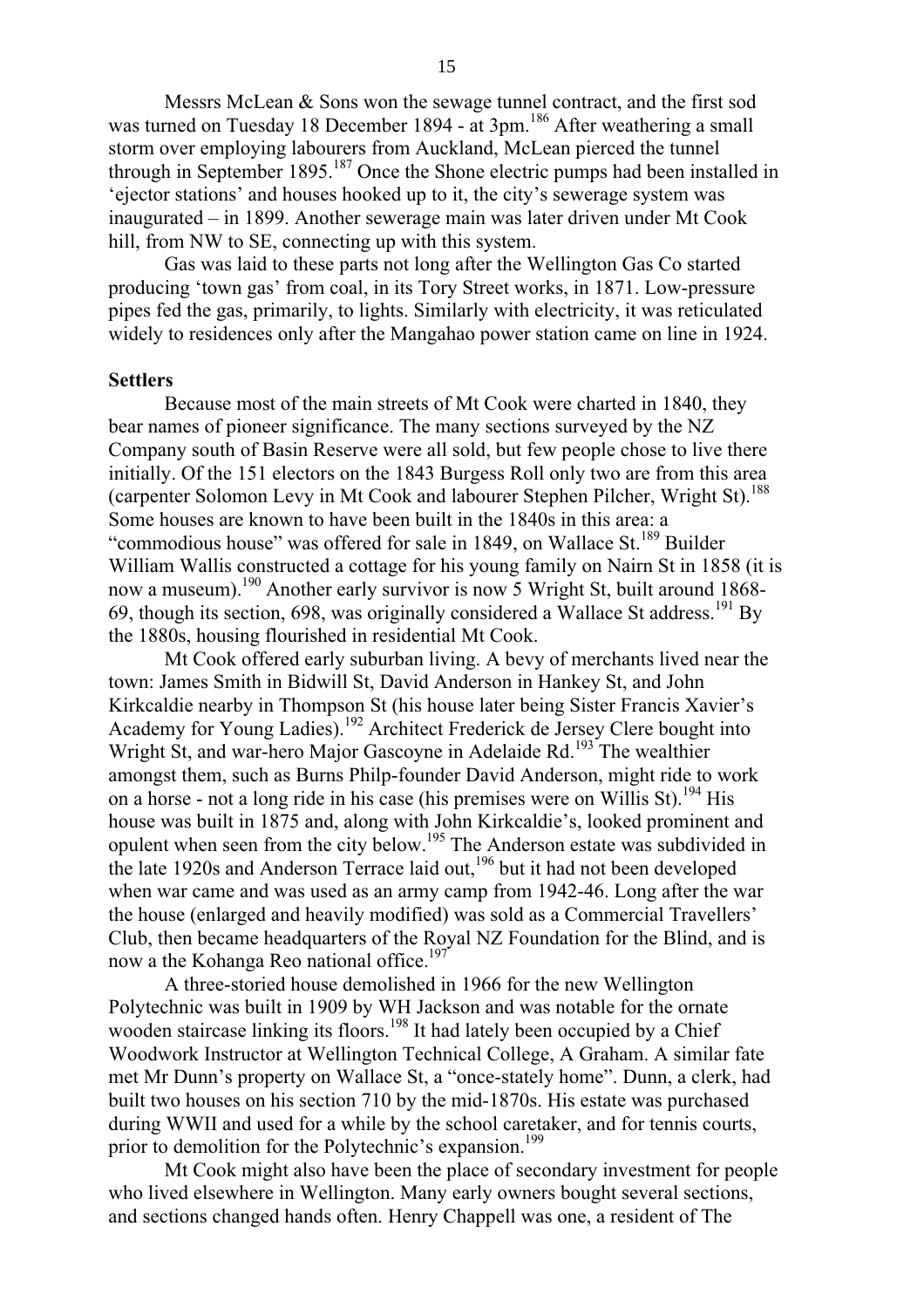Messrs McLean & Sons won the sewage tunnel contract, and the first sod was turned on Tuesday 18 December 1894 - at 3pm.[186] After weathering a small storm over employing labourers from Auckland, McLean pierced the tunnel through in September 1895.[187] Once the Shone electric pumps had been installed in 'ejector stations' and houses hooked up to it, the city's sewerage system was inaugurated – in 1899. Another sewerage main was later driven under Mt Cook hill, from NW to SE, connecting up with this system.

Gas was laid to these parts not long after the Wellington Gas Co started producing 'town gas' from coal, in its Tory Street works, in 1871. Low-pressure pipes fed the gas, primarily, to lights. Similarly with electricity, it was reticulated widely to residences only after the Mangahao power station came on line in 1924.

**Settlers**

Because most of the main streets of Mt Cook were charted in 1840, they bear names of pioneer significance. The many sections surveyed by the NZ Company south of Basin Reserve were all sold, but few people chose to live there initially. Of the 151 electors on the 1843 Burgess Roll only two are from this area (carpenter Solomon Levy in Mt Cook and labourer Stephen Pilcher, Wright St).[188] Some houses are known to have been built in the 1840s in this area: a "commodious house" was offered for sale in 1849, on Wallace St.[189] Builder William Wallis constructed a cottage for his young family on Nairn St in 1858 (it is now a museum).[190] Another early survivor is now 5 Wright St, built around 1868-69, though its section, 698, was originally considered a Wallace St address.[191] By the 1880s, housing flourished in residential Mt Cook.

Mt Cook offered early suburban living. A bevy of merchants lived near the town: James Smith in Bidwill St, David Anderson in Hankey St, and John Kirkcaldie nearby in Thompson St (his house later being Sister Francis Xavier's Academy for Young Ladies).[192] Architect Frederick de Jersey Clere bought into Wright St, and war-hero Major Gascoyne in Adelaide Rd.[193] The wealthier amongst them, such as Burns Philp-founder David Anderson, might ride to work on a horse - not a long ride in his case (his premises were on Willis St).[194] His house was built in 1875 and, along with John Kirkcaldie's, looked prominent and opulent when seen from the city below.[195] The Anderson estate was subdivided in the late 1920s and Anderson Terrace laid out,[196] but it had not been developed when war came and was used as an army camp from 1942-46. Long after the war the house (enlarged and heavily modified) was sold as a Commercial Travellers' Club, then became headquarters of the Royal NZ Foundation for the Blind, and is now a the Kohanga Reo national office.[197]

A three-storied house demolished in 1966 for the new Wellington Polytechnic was built in 1909 by WH Jackson and was notable for the ornate wooden staircase linking its floors.[198] It had lately been occupied by a Chief Woodwork Instructor at Wellington Technical College, A Graham. A similar fate met Mr Dunn's property on Wallace St, a "once-stately home". Dunn, a clerk, had built two houses on his section 710 by the mid-1870s. His estate was purchased during WWII and used for a while by the school caretaker, and for tennis courts, prior to demolition for the Polytechnic's expansion.[199]

Mt Cook might also have been the place of secondary investment for people who lived elsewhere in Wellington. Many early owners bought several sections, and sections changed hands often. Henry Chappell was one, a resident of The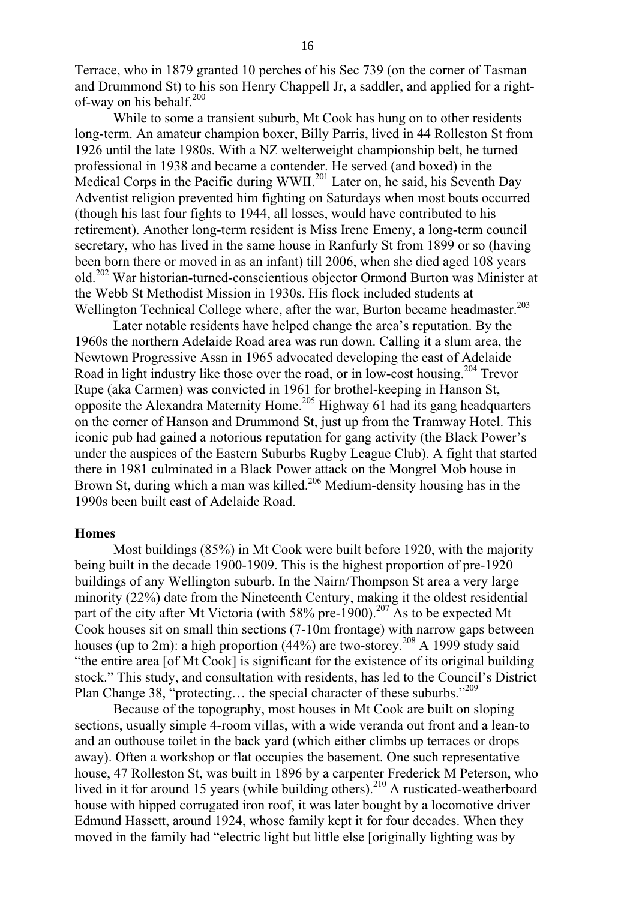Terrace, who in 1879 granted 10 perches of his Sec 739 (on the corner of Tasman and Drummond St) to his son Henry Chappell Jr, a saddler, and applied for a right-of-way on his behalf.[200]

While to some a transient suburb, Mt Cook has hung on to other residents long-term. An amateur champion boxer, Billy Parris, lived in 44 Rolleston St from 1926 until the late 1980s. With a NZ welterweight championship belt, he turned professional in 1938 and became a contender. He served (and boxed) in the Medical Corps in the Pacific during WWII.[201] Later on, he said, his Seventh Day Adventist religion prevented him fighting on Saturdays when most bouts occurred (though his last four fights to 1944, all losses, would have contributed to his retirement). Another long-term resident is Miss Irene Emeny, a long-term council secretary, who has lived in the same house in Ranfurly St from 1899 or so (having been born there or moved in as an infant) till 2006, when she died aged 108 years old.[202] War historian-turned-conscientious objector Ormond Burton was Minister at the Webb St Methodist Mission in 1930s. His flock included students at Wellington Technical College where, after the war, Burton became headmaster.[203]

Later notable residents have helped change the area's reputation. By the 1960s the northern Adelaide Road area was run down. Calling it a slum area, the Newtown Progressive Assn in 1965 advocated developing the east of Adelaide Road in light industry like those over the road, or in low-cost housing.[204] Trevor Rupe (aka Carmen) was convicted in 1961 for brothel-keeping in Hanson St, opposite the Alexandra Maternity Home.[205] Highway 61 had its gang headquarters on the corner of Hanson and Drummond St, just up from the Tramway Hotel. This iconic pub had gained a notorious reputation for gang activity (the Black Power's under the auspices of the Eastern Suburbs Rugby League Club). A fight that started there in 1981 culminated in a Black Power attack on the Mongrel Mob house in Brown St, during which a man was killed.[206] Medium-density housing has in the 1990s been built east of Adelaide Road.

**Homes**

Most buildings (85%) in Mt Cook were built before 1920, with the majority being built in the decade 1900-1909. This is the highest proportion of pre-1920 buildings of any Wellington suburb. In the Nairn/Thompson St area a very large minority (22%) date from the Nineteenth Century, making it the oldest residential part of the city after Mt Victoria (with 58% pre-1900).[207] As to be expected Mt Cook houses sit on small thin sections (7-10m frontage) with narrow gaps between houses (up to 2m): a high proportion (44%) are two-storey.[208] A 1999 study said "the entire area [of Mt Cook] is significant for the existence of its original building stock." This study, and consultation with residents, has led to the Council's District Plan Change 38, "protecting… the special character of these suburbs."[209]

Because of the topography, most houses in Mt Cook are built on sloping sections, usually simple 4-room villas, with a wide veranda out front and a lean-to and an outhouse toilet in the back yard (which either climbs up terraces or drops away). Often a workshop or flat occupies the basement. One such representative house, 47 Rolleston St, was built in 1896 by a carpenter Frederick M Peterson, who lived in it for around 15 years (while building others).[210] A rusticated-weatherboard house with hipped corrugated iron roof, it was later bought by a locomotive driver Edmund Hassett, around 1924, whose family kept it for four decades. When they moved in the family had "electric light but little else [originally lighting was by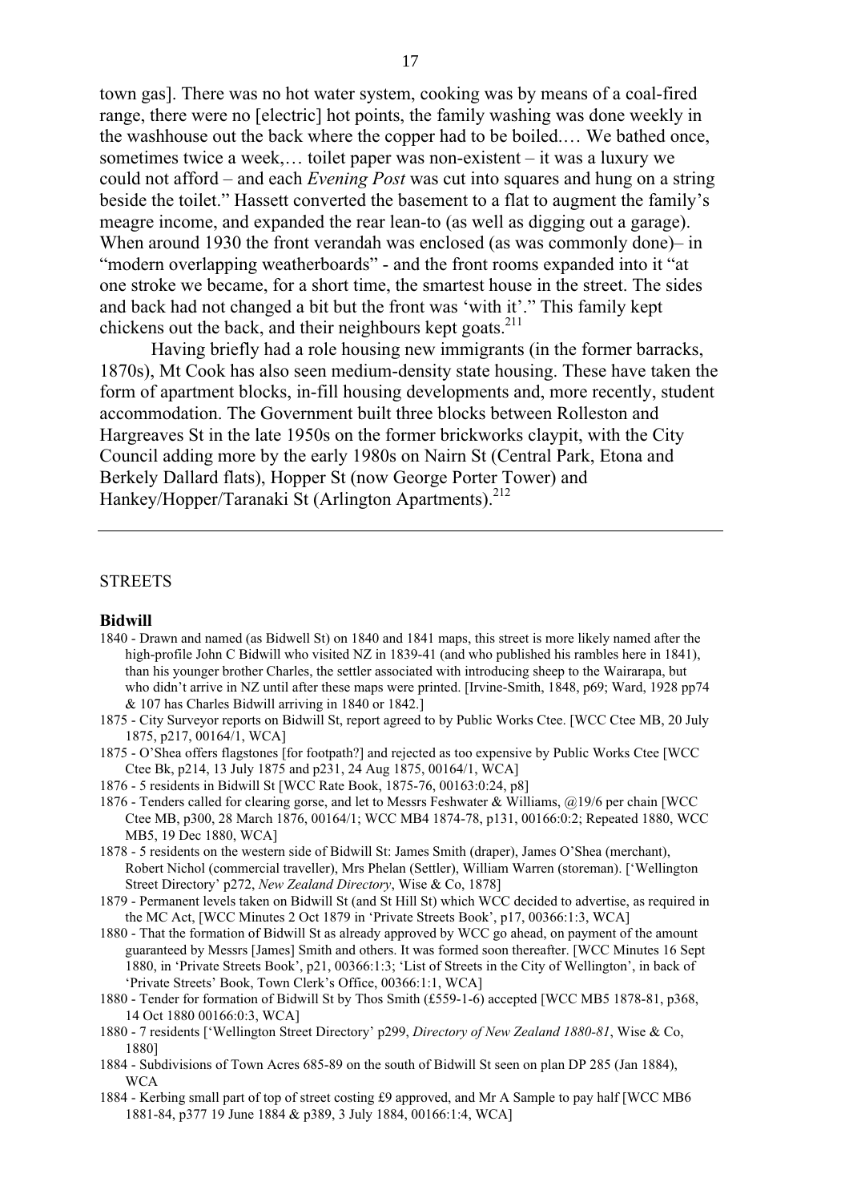town gas]. There was no hot water system, cooking was by means of a coal-fired range, there were no [electric] hot points, the family washing was done weekly in the washhouse out the back where the copper had to be boiled.… We bathed once, sometimes twice a week,… toilet paper was non-existent – it was a luxury we could not afford – and each *Evening Post* was cut into squares and hung on a string beside the toilet." Hassett converted the basement to a flat to augment the family's meagre income, and expanded the rear lean-to (as well as digging out a garage). When around 1930 the front verandah was enclosed (as was commonly done)– in "modern overlapping weatherboards" - and the front rooms expanded into it "at one stroke we became, for a short time, the smartest house in the street. The sides and back had not changed a bit but the front was 'with it'." This family kept chickens out the back, and their neighbours kept goats.[211]

Having briefly had a role housing new immigrants (in the former barracks, 1870s), Mt Cook has also seen medium-density state housing. These have taken the form of apartment blocks, in-fill housing developments and, more recently, student accommodation. The Government built three blocks between Rolleston and Hargreaves St in the late 1950s on the former brickworks claypit, with the City Council adding more by the early 1980s on Nairn St (Central Park, Etona and Berkely Dallard flats), Hopper St (now George Porter Tower) and Hankey/Hopper/Taranaki St (Arlington Apartments).[212]

---

## STREETS

### Bidwill

- 1840 - Drawn and named (as Bidwell St) on 1840 and 1841 maps, this street is more likely named after the high-profile John C Bidwill who visited NZ in 1839-41 (and who published his rambles here in 1841), than his younger brother Charles, the settler associated with introducing sheep to the Wairarapa, but who didn't arrive in NZ until after these maps were printed. [Irvine-Smith, 1848, p69; Ward, 1928 pp74 & 107 has Charles Bidwill arriving in 1840 or 1842.]
- 1875 - City Surveyor reports on Bidwill St, report agreed to by Public Works Ctee. [WCC Ctee MB, 20 July 1875, p217, 00164/1, WCA]
- 1875 - O'Shea offers flagstones [for footpath?] and rejected as too expensive by Public Works Ctee [WCC Ctee Bk, p214, 13 July 1875 and p231, 24 Aug 1875, 00164/1, WCA]
- 1876 - 5 residents in Bidwill St [WCC Rate Book, 1875-76, 00163:0:24, p8]
- 1876 - Tenders called for clearing gorse, and let to Messrs Feshwater & Williams, @19/6 per chain [WCC Ctee MB, p300, 28 March 1876, 00164/1; WCC MB4 1874-78, p131, 00166:0:2; Repeated 1880, WCC MB5, 19 Dec 1880, WCA]
- 1878 - 5 residents on the western side of Bidwill St: James Smith (draper), James O'Shea (merchant), Robert Nichol (commercial traveller), Mrs Phelan (Settler), William Warren (storeman). ['Wellington Street Directory' p272, *New Zealand Directory*, Wise & Co, 1878]
- 1879 - Permanent levels taken on Bidwill St (and St Hill St) which WCC decided to advertise, as required in the MC Act, [WCC Minutes 2 Oct 1879 in 'Private Streets Book', p17, 00366:1:3, WCA]
- 1880 - That the formation of Bidwill St as already approved by WCC go ahead, on payment of the amount guaranteed by Messrs [James] Smith and others. It was formed soon thereafter. [WCC Minutes 16 Sept 1880, in 'Private Streets Book', p21, 00366:1:3; 'List of Streets in the City of Wellington', in back of 'Private Streets' Book, Town Clerk's Office, 00366:1:1, WCA]
- 1880 - Tender for formation of Bidwill St by Thos Smith (£559-1-6) accepted [WCC MB5 1878-81, p368, 14 Oct 1880 00166:0:3, WCA]
- 1880 - 7 residents ['Wellington Street Directory' p299, *Directory of New Zealand 1880-81*, Wise & Co, 1880]
- 1884 - Subdivisions of Town Acres 685-89 on the south of Bidwill St seen on plan DP 285 (Jan 1884), WCA
- 1884 - Kerbing small part of top of street costing £9 approved, and Mr A Sample to pay half [WCC MB6 1881-84, p377 19 June 1884 & p389, 3 July 1884, 00166:1:4, WCA]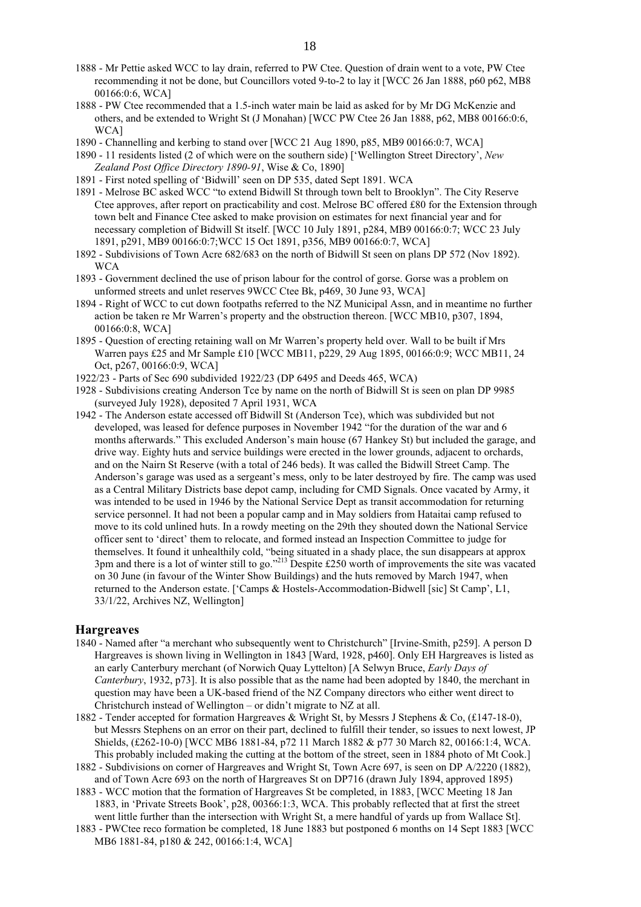1888 - Mr Pettie asked WCC to lay drain, referred to PW Ctee. Question of drain went to a vote, PW Ctee recommending it not be done, but Councillors voted 9-to-2 to lay it [WCC 26 Jan 1888, p60 p62, MB8 00166:0:6, WCA]

1888 - PW Ctee recommended that a 1.5-inch water main be laid as asked for by Mr DG McKenzie and others, and be extended to Wright St (J Monahan) [WCC PW Ctee 26 Jan 1888, p62, MB8 00166:0:6, WCA]

1890 - Channelling and kerbing to stand over [WCC 21 Aug 1890, p85, MB9 00166:0:7, WCA]

1890 - 11 residents listed (2 of which were on the southern side) ['Wellington Street Directory', *New Zealand Post Office Directory 1890-91*, Wise & Co, 1890]

1891 - First noted spelling of 'Bidwill' seen on DP 535, dated Sept 1891. WCA

1891 - Melrose BC asked WCC "to extend Bidwill St through town belt to Brooklyn". The City Reserve Ctee approves, after report on practicability and cost. Melrose BC offered £80 for the Extension through town belt and Finance Ctee asked to make provision on estimates for next financial year and for necessary completion of Bidwill St itself. [WCC 10 July 1891, p284, MB9 00166:0:7; WCC 23 July 1891, p291, MB9 00166:0:7;WCC 15 Oct 1891, p356, MB9 00166:0:7, WCA]

1892 - Subdivisions of Town Acre 682/683 on the north of Bidwill St seen on plans DP 572 (Nov 1892). WCA

1893 - Government declined the use of prison labour for the control of gorse. Gorse was a problem on unformed streets and unlet reserves 9WCC Ctee Bk, p469, 30 June 93, WCA]

1894 - Right of WCC to cut down footpaths referred to the NZ Municipal Assn, and in meantime no further action be taken re Mr Warren's property and the obstruction thereon. [WCC MB10, p307, 1894, 00166:0:8, WCA]

1895 - Question of erecting retaining wall on Mr Warren's property held over. Wall to be built if Mrs Warren pays £25 and Mr Sample £10 [WCC MB11, p229, 29 Aug 1895, 00166:0:9; WCC MB11, 24 Oct, p267, 00166:0:9, WCA]

1922/23 - Parts of Sec 690 subdivided 1922/23 (DP 6495 and Deeds 465, WCA)

1928 - Subdivisions creating Anderson Tce by name on the north of Bidwill St is seen on plan DP 9985 (surveyed July 1928), deposited 7 April 1931, WCA

1942 - The Anderson estate accessed off Bidwill St (Anderson Tce), which was subdivided but not developed, was leased for defence purposes in November 1942 "for the duration of the war and 6 months afterwards." This excluded Anderson's main house (67 Hankey St) but included the garage, and drive way. Eighty huts and service buildings were erected in the lower grounds, adjacent to orchards, and on the Nairn St Reserve (with a total of 246 beds). It was called the Bidwill Street Camp. The Anderson's garage was used as a sergeant's mess, only to be later destroyed by fire. The camp was used as a Central Military Districts base depot camp, including for CMD Signals. Once vacated by Army, it was intended to be used in 1946 by the National Service Dept as transit accommodation for returning service personnel. It had not been a popular camp and in May soldiers from Hataitai camp refused to move to its cold unlined huts. In a rowdy meeting on the 29th they shouted down the National Service officer sent to 'direct' them to relocate, and formed instead an Inspection Committee to judge for themselves. It found it unhealthily cold, "being situated in a shady place, the sun disappears at approx 3pm and there is a lot of winter still to go."[213] Despite £250 worth of improvements the site was vacated on 30 June (in favour of the Winter Show Buildings) and the huts removed by March 1947, when returned to the Anderson estate. ['Camps & Hostels-Accommodation-Bidwell [sic] St Camp', L1, 33/1/22, Archives NZ, Wellington]

## Hargreaves

1840 - Named after "a merchant who subsequently went to Christchurch" [Irvine-Smith, p259]. A person D Hargreaves is shown living in Wellington in 1843 [Ward, 1928, p460]. Only EH Hargreaves is listed as an early Canterbury merchant (of Norwich Quay Lyttelton) [A Selwyn Bruce, *Early Days of Canterbury*, 1932, p73]. It is also possible that as the name had been adopted by 1840, the merchant in question may have been a UK-based friend of the NZ Company directors who either went direct to Christchurch instead of Wellington – or didn't migrate to NZ at all.

1882 - Tender accepted for formation Hargreaves & Wright St, by Messrs J Stephens & Co, (£147-18-0), but Messrs Stephens on an error on their part, declined to fulfill their tender, so issues to next lowest, JP Shields, (£262-10-0) [WCC MB6 1881-84, p72 11 March 1882 & p77 30 March 82, 00166:1:4, WCA. This probably included making the cutting at the bottom of the street, seen in 1884 photo of Mt Cook.]

1882 - Subdivisions on corner of Hargreaves and Wright St, Town Acre 697, is seen on DP A/2220 (1882), and of Town Acre 693 on the north of Hargreaves St on DP716 (drawn July 1894, approved 1895)

1883 - WCC motion that the formation of Hargreaves St be completed, in 1883, [WCC Meeting 18 Jan 1883, in 'Private Streets Book', p28, 00366:1:3, WCA. This probably reflected that at first the street went little further than the intersection with Wright St, a mere handful of yards up from Wallace St].

1883 - PWCtee reco formation be completed, 18 June 1883 but postponed 6 months on 14 Sept 1883 [WCC MB6 1881-84, p180 & 242, 00166:1:4, WCA]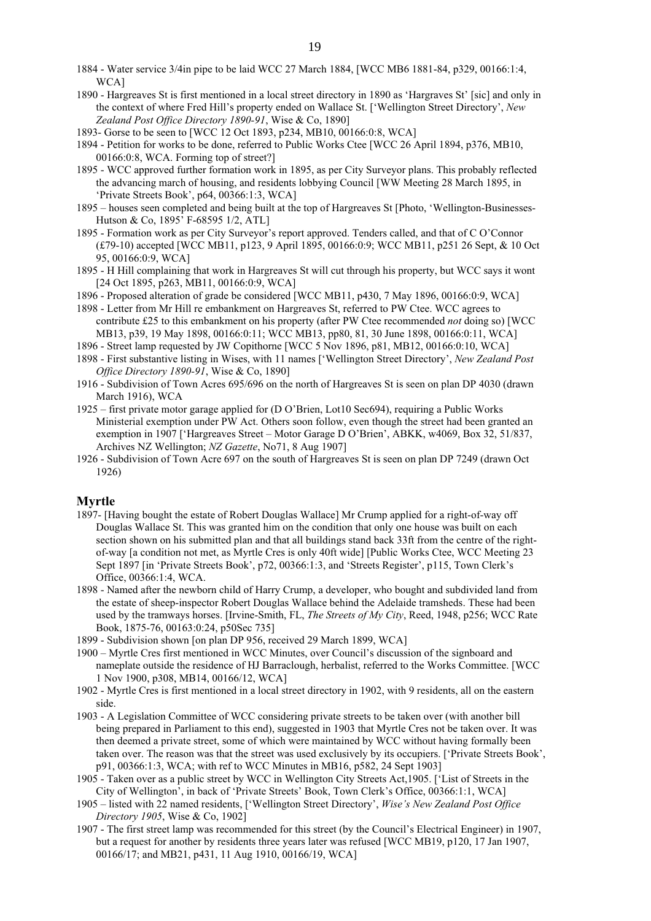1884 - Water service 3/4in pipe to be laid WCC 27 March 1884, [WCC MB6 1881-84, p329, 00166:1:4, WCA]

1890 - Hargreaves St is first mentioned in a local street directory in 1890 as 'Hargraves St' [sic] and only in the context of where Fred Hill's property ended on Wallace St. ['Wellington Street Directory', *New Zealand Post Office Directory 1890-91*, Wise & Co, 1890]

1893- Gorse to be seen to [WCC 12 Oct 1893, p234, MB10, 00166:0:8, WCA]

1894 - Petition for works to be done, referred to Public Works Ctee [WCC 26 April 1894, p376, MB10, 00166:0:8, WCA. Forming top of street?]

1895 - WCC approved further formation work in 1895, as per City Surveyor plans. This probably reflected the advancing march of housing, and residents lobbying Council [WW Meeting 28 March 1895, in 'Private Streets Book', p64, 00366:1:3, WCA]

1895 – houses seen completed and being built at the top of Hargreaves St [Photo, 'Wellington-Businesses-Hutson & Co, 1895' F-68595 1/2, ATL]

1895 - Formation work as per City Surveyor's report approved. Tenders called, and that of C O'Connor (£79-10) accepted [WCC MB11, p123, 9 April 1895, 00166:0:9; WCC MB11, p251 26 Sept, & 10 Oct 95, 00166:0:9, WCA]

1895 - H Hill complaining that work in Hargreaves St will cut through his property, but WCC says it wont [24 Oct 1895, p263, MB11, 00166:0:9, WCA]

1896 - Proposed alteration of grade be considered [WCC MB11, p430, 7 May 1896, 00166:0:9, WCA]

1898 - Letter from Mr Hill re embankment on Hargreaves St, referred to PW Ctee. WCC agrees to contribute £25 to this embankment on his property (after PW Ctee recommended *not* doing so) [WCC MB13, p39, 19 May 1898, 00166:0:11; WCC MB13, pp80, 81, 30 June 1898, 00166:0:11, WCA]

1896 - Street lamp requested by JW Copithorne [WCC 5 Nov 1896, p81, MB12, 00166:0:10, WCA]

1898 - First substantive listing in Wises, with 11 names ['Wellington Street Directory', *New Zealand Post Office Directory 1890-91*, Wise & Co, 1890]

1916 - Subdivision of Town Acres 695/696 on the north of Hargreaves St is seen on plan DP 4030 (drawn March 1916), WCA

1925 – first private motor garage applied for (D O'Brien, Lot10 Sec694), requiring a Public Works Ministerial exemption under PW Act. Others soon follow, even though the street had been granted an exemption in 1907 ['Hargreaves Street – Motor Garage D O'Brien', ABKK, w4069, Box 32, 51/837, Archives NZ Wellington; *NZ Gazette*, No71, 8 Aug 1907]

1926 - Subdivision of Town Acre 697 on the south of Hargreaves St is seen on plan DP 7249 (drawn Oct 1926)

## Myrtle

1897- [Having bought the estate of Robert Douglas Wallace] Mr Crump applied for a right-of-way off Douglas Wallace St. This was granted him on the condition that only one house was built on each section shown on his submitted plan and that all buildings stand back 33ft from the centre of the right-of-way [a condition not met, as Myrtle Cres is only 40ft wide] [Public Works Ctee, WCC Meeting 23 Sept 1897 [in 'Private Streets Book', p72, 00366:1:3, and 'Streets Register', p115, Town Clerk's Office, 00366:1:4, WCA.

1898 - Named after the newborn child of Harry Crump, a developer, who bought and subdivided land from the estate of sheep-inspector Robert Douglas Wallace behind the Adelaide tramsheds. These had been used by the tramways horses. [Irvine-Smith, FL, *The Streets of My City*, Reed, 1948, p256; WCC Rate Book, 1875-76, 00163:0:24, p50Sec 735]

1899 - Subdivision shown [on plan DP 956, received 29 March 1899, WCA]

1900 – Myrtle Cres first mentioned in WCC Minutes, over Council's discussion of the signboard and nameplate outside the residence of HJ Barraclough, herbalist, referred to the Works Committee. [WCC 1 Nov 1900, p308, MB14, 00166/12, WCA]

1902 - Myrtle Cres is first mentioned in a local street directory in 1902, with 9 residents, all on the eastern side.

1903 - A Legislation Committee of WCC considering private streets to be taken over (with another bill being prepared in Parliament to this end), suggested in 1903 that Myrtle Cres not be taken over. It was then deemed a private street, some of which were maintained by WCC without having formally been taken over. The reason was that the street was used exclusively by its occupiers. ['Private Streets Book', p91, 00366:1:3, WCA; with ref to WCC Minutes in MB16, p582, 24 Sept 1903]

1905 - Taken over as a public street by WCC in Wellington City Streets Act,1905. ['List of Streets in the City of Wellington', in back of 'Private Streets' Book, Town Clerk's Office, 00366:1:1, WCA]

1905 – listed with 22 named residents, ['Wellington Street Directory', *Wise's New Zealand Post Office Directory 1905*, Wise & Co, 1902]

1907 - The first street lamp was recommended for this street (by the Council's Electrical Engineer) in 1907, but a request for another by residents three years later was refused [WCC MB19, p120, 17 Jan 1907, 00166/17; and MB21, p431, 11 Aug 1910, 00166/19, WCA]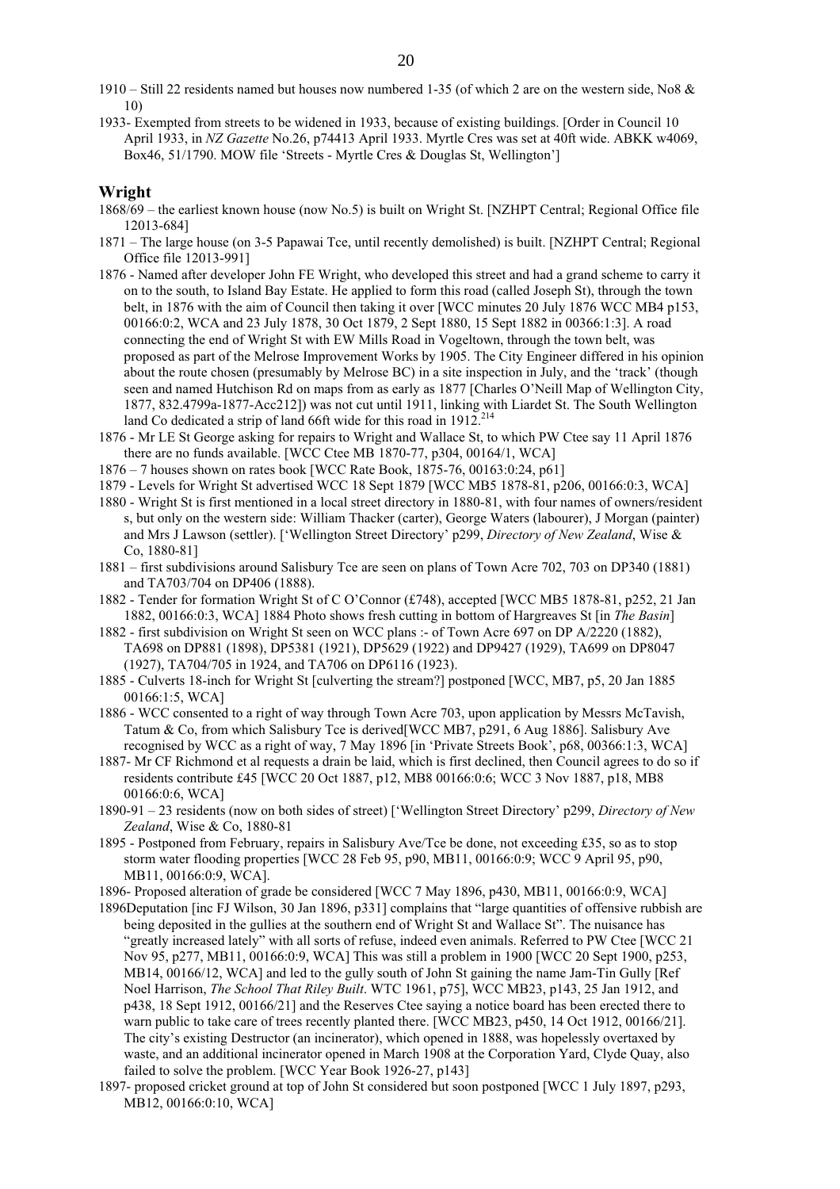1910 – Still 22 residents named but houses now numbered 1-35 (of which 2 are on the western side, No8 & 10)

1933- Exempted from streets to be widened in 1933, because of existing buildings. [Order in Council 10 April 1933, in *NZ Gazette* No.26, p74413 April 1933. Myrtle Cres was set at 40ft wide. ABKK w4069, Box46, 51/1790. MOW file 'Streets - Myrtle Cres & Douglas St, Wellington']

## Wright

1868/69 – the earliest known house (now No.5) is built on Wright St. [NZHPT Central; Regional Office file 12013-684]

1871 – The large house (on 3-5 Papawai Tce, until recently demolished) is built. [NZHPT Central; Regional Office file 12013-991]

1876 - Named after developer John FE Wright, who developed this street and had a grand scheme to carry it on to the south, to Island Bay Estate. He applied to form this road (called Joseph St), through the town belt, in 1876 with the aim of Council then taking it over [WCC minutes 20 July 1876 WCC MB4 p153, 00166:0:2, WCA and 23 July 1878, 30 Oct 1879, 2 Sept 1880, 15 Sept 1882 in 00366:1:3]. A road connecting the end of Wright St with EW Mills Road in Vogeltown, through the town belt, was proposed as part of the Melrose Improvement Works by 1905. The City Engineer differed in his opinion about the route chosen (presumably by Melrose BC) in a site inspection in July, and the 'track' (though seen and named Hutchison Rd on maps from as early as 1877 [Charles O'Neill Map of Wellington City, 1877, 832.4799a-1877-Acc212]) was not cut until 1911, linking with Liardet St. The South Wellington land Co dedicated a strip of land 66ft wide for this road in 1912.[214]

1876 - Mr LE St George asking for repairs to Wright and Wallace St, to which PW Ctee say 11 April 1876 there are no funds available. [WCC Ctee MB 1870-77, p304, 00164/1, WCA]

1876 – 7 houses shown on rates book [WCC Rate Book, 1875-76, 00163:0:24, p61]

1879 - Levels for Wright St advertised WCC 18 Sept 1879 [WCC MB5 1878-81, p206, 00166:0:3, WCA]

1880 - Wright St is first mentioned in a local street directory in 1880-81, with four names of owners/resident s, but only on the western side: William Thacker (carter), George Waters (labourer), J Morgan (painter) and Mrs J Lawson (settler). ['Wellington Street Directory' p299, *Directory of New Zealand*, Wise & Co, 1880-81]

1881 – first subdivisions around Salisbury Tce are seen on plans of Town Acre 702, 703 on DP340 (1881) and TA703/704 on DP406 (1888).

1882 - Tender for formation Wright St of C O'Connor (£748), accepted [WCC MB5 1878-81, p252, 21 Jan 1882, 00166:0:3, WCA] 1884 Photo shows fresh cutting in bottom of Hargreaves St [in *The Basin*]

1882 - first subdivision on Wright St seen on WCC plans :- of Town Acre 697 on DP A/2220 (1882), TA698 on DP881 (1898), DP5381 (1921), DP5629 (1922) and DP9427 (1929), TA699 on DP8047 (1927), TA704/705 in 1924, and TA706 on DP6116 (1923).

1885 - Culverts 18-inch for Wright St [culverting the stream?] postponed [WCC, MB7, p5, 20 Jan 1885 00166:1:5, WCA]

1886 - WCC consented to a right of way through Town Acre 703, upon application by Messrs McTavish, Tatum & Co, from which Salisbury Tce is derived[WCC MB7, p291, 6 Aug 1886]. Salisbury Ave recognised by WCC as a right of way, 7 May 1896 [in 'Private Streets Book', p68, 00366:1:3, WCA]

1887- Mr CF Richmond et al requests a drain be laid, which is first declined, then Council agrees to do so if residents contribute £45 [WCC 20 Oct 1887, p12, MB8 00166:0:6; WCC 3 Nov 1887, p18, MB8 00166:0:6, WCA]

1890-91 – 23 residents (now on both sides of street) ['Wellington Street Directory' p299, *Directory of New Zealand*, Wise & Co, 1880-81

1895 - Postponed from February, repairs in Salisbury Ave/Tce be done, not exceeding £35, so as to stop storm water flooding properties [WCC 28 Feb 95, p90, MB11, 00166:0:9; WCC 9 April 95, p90, MB11, 00166:0:9, WCA].

1896- Proposed alteration of grade be considered [WCC 7 May 1896, p430, MB11, 00166:0:9, WCA]

1896Deputation [inc FJ Wilson, 30 Jan 1896, p331] complains that "large quantities of offensive rubbish are being deposited in the gullies at the southern end of Wright St and Wallace St". The nuisance has "greatly increased lately" with all sorts of refuse, indeed even animals. Referred to PW Ctee [WCC 21 Nov 95, p277, MB11, 00166:0:9, WCA] This was still a problem in 1900 [WCC 20 Sept 1900, p253, MB14, 00166/12, WCA] and led to the gully south of John St gaining the name Jam-Tin Gully [Ref Noel Harrison, *The School That Riley Built*. WTC 1961, p75], WCC MB23, p143, 25 Jan 1912, and p438, 18 Sept 1912, 00166/21] and the Reserves Ctee saying a notice board has been erected there to warn public to take care of trees recently planted there. [WCC MB23, p450, 14 Oct 1912, 00166/21]. The city's existing Destructor (an incinerator), which opened in 1888, was hopelessly overtaxed by waste, and an additional incinerator opened in March 1908 at the Corporation Yard, Clyde Quay, also failed to solve the problem. [WCC Year Book 1926-27, p143]

1897- proposed cricket ground at top of John St considered but soon postponed [WCC 1 July 1897, p293, MB12, 00166:0:10, WCA]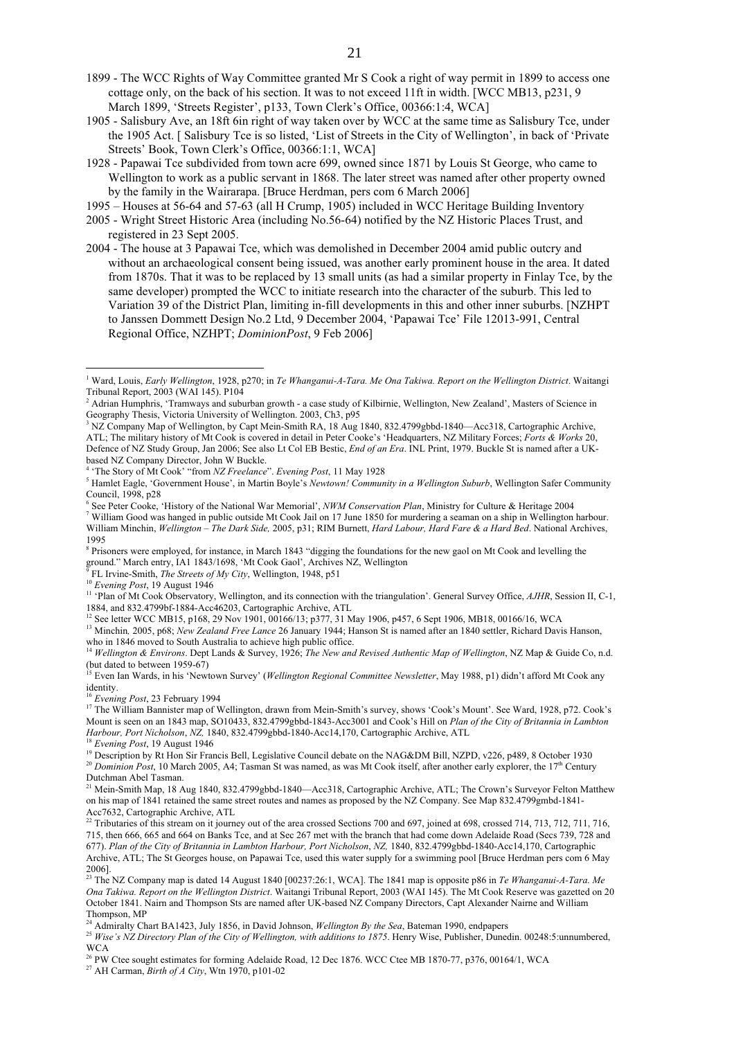- 1899 - The WCC Rights of Way Committee granted Mr S Cook a right of way permit in 1899 to access one cottage only, on the back of his section. It was to not exceed 11ft in width. [WCC MB13, p231, 9 March 1899, 'Streets Register', p133, Town Clerk's Office, 00366:1:4, WCA]
- 1905 - Salisbury Ave, an 18ft 6in right of way taken over by WCC at the same time as Salisbury Tce, under the 1905 Act. [ Salisbury Tce is so listed, 'List of Streets in the City of Wellington', in back of 'Private Streets' Book, Town Clerk's Office, 00366:1:1, WCA]
- 1928 - Papawai Tce subdivided from town acre 699, owned since 1871 by Louis St George, who came to Wellington to work as a public servant in 1868. The later street was named after other property owned by the family in the Wairarapa. [Bruce Herdman, pers com 6 March 2006]
- 1995 – Houses at 56-64 and 57-63 (all H Crump, 1905) included in WCC Heritage Building Inventory
- 2005 - Wright Street Historic Area (including No.56-64) notified by the NZ Historic Places Trust, and registered in 23 Sept 2005.
- 2004 - The house at 3 Papawai Tce, which was demolished in December 2004 amid public outcry and without an archaeological consent being issued, was another early prominent house in the area. It dated from 1870s. That it was to be replaced by 13 small units (as had a similar property in Finlay Tce, by the same developer) prompted the WCC to initiate research into the character of the suburb. This led to Variation 39 of the District Plan, limiting in-fill developments in this and other inner suburbs. [NZHPT to Janssen Dommett Design No.2 Ltd, 9 December 2004, 'Papawai Tce' File 12013-991, Central Regional Office, NZHPT; *DominionPost*, 9 Feb 2006]

---

[1] Ward, Louis, *Early Wellington*, 1928, p270; in *Te Whanganui-A-Tara. Me Ona Takiwa. Report on the Wellington District*. Waitangi Tribunal Report, 2003 (WAI 145). P104

[2] Adrian Humphris, 'Tramways and suburban growth - a case study of Kilbirnie, Wellington, New Zealand', Masters of Science in Geography Thesis, Victoria University of Wellington. 2003, Ch3, p95

[3] NZ Company Map of Wellington, by Capt Mein-Smith RA, 18 Aug 1840, 832.4799gbbd-1840—Acc318, Cartographic Archive, ATL; The military history of Mt Cook is covered in detail in Peter Cooke's 'Headquarters, NZ Military Forces; *Forts & Works* 20, Defence of NZ Study Group, Jan 2006; See also Lt Col EB Bestic, *End of an Era*. INL Print, 1979. Buckle St is named after a UK-based NZ Company Director, John W Buckle.

[4] 'The Story of Mt Cook' "from *NZ Freelance*". *Evening Post*, 11 May 1928

[5] Hamlet Eagle, 'Government House', in Martin Boyle's *Newtown! Community in a Wellington Suburb*, Wellington Safer Community Council, 1998, p28

[6] See Peter Cooke, 'History of the National War Memorial', *NWM Conservation Plan*, Ministry for Culture & Heritage 2004

[7] William Good was hanged in public outside Mt Cook Jail on 17 June 1850 for murdering a seaman on a ship in Wellington harbour. William Minchin, *Wellington – The Dark Side,* 2005, p31; RIM Burnett, *Hard Labour, Hard Fare & a Hard Bed*. National Archives, 1995

[8] Prisoners were employed, for instance, in March 1843 "digging the foundations for the new gaol on Mt Cook and levelling the ground." March entry, IA1 1843/1698, 'Mt Cook Gaol', Archives NZ, Wellington

[9] FL Irvine-Smith, *The Streets of My City*, Wellington, 1948, p51

[10] *Evening Post*, 19 August 1946

[11] 'Plan of Mt Cook Observatory, Wellington, and its connection with the triangulation'. General Survey Office, *AJHR*, Session II, C-1, 1884, and 832.4799bf-1884-Acc46203, Cartographic Archive, ATL

[12] See letter WCC MB15, p168, 29 Nov 1901, 00166/13; p377, 31 May 1906, p457, 6 Sept 1906, MB18, 00166/16, WCA

[13] Minchin*,* 2005, p68; *New Zealand Free Lance* 26 January 1944; Hanson St is named after an 1840 settler, Richard Davis Hanson, who in 1846 moved to South Australia to achieve high public office.

[14] *Wellington & Environs*. Dept Lands & Survey, 1926; *The New and Revised Authentic Map of Wellington*, NZ Map & Guide Co, n.d. (but dated to between 1959-67)

[15] Even Ian Wards, in his 'Newtown Survey' (*Wellington Regional Committee Newsletter*, May 1988, p1) didn't afford Mt Cook any identity.

[16] *Evening Post*, 23 February 1994

[17] The William Bannister map of Wellington, drawn from Mein-Smith's survey, shows 'Cook's Mount'. See Ward, 1928, p72. Cook's Mount is seen on an 1843 map, SO10433, 832.4799gbbd-1843-Acc3001 and Cook's Hill on *Plan of the City of Britannia in Lambton Harbour, Port Nicholson*, *NZ,* 1840, 832.4799gbbd-1840-Acc14,170, Cartographic Archive, ATL

[18] *Evening Post*, 19 August 1946

[19] Description by Rt Hon Sir Francis Bell, Legislative Council debate on the NAG&DM Bill, NZPD, v226, p489, 8 October 1930

[20] *Dominion Post*, 10 March 2005, A4; Tasman St was named, as was Mt Cook itself, after another early explorer, the 17th Century Dutchman Abel Tasman.

[21] Mein-Smith Map, 18 Aug 1840, 832.4799gbbd-1840—Acc318, Cartographic Archive, ATL; The Crown's Surveyor Felton Matthew on his map of 1841 retained the same street routes and names as proposed by the NZ Company. See Map 832.4799gmbd-1841-Acc7632, Cartographic Archive, ATL

[22] Tributaries of this stream on it journey out of the area crossed Sections 700 and 697, joined at 698, crossed 714, 713, 712, 711, 716, 715, then 666, 665 and 664 on Banks Tce, and at Sec 267 met with the branch that had come down Adelaide Road (Secs 739, 728 and 677). *Plan of the City of Britannia in Lambton Harbour, Port Nicholson*, *NZ,* 1840, 832.4799gbbd-1840-Acc14,170, Cartographic Archive, ATL; The St Georges house, on Papawai Tce, used this water supply for a swimming pool [Bruce Herdman pers com 6 May 2006].

[23] The NZ Company map is dated 14 August 1840 [00237:26:1, WCA]. The 1841 map is opposite p86 in *Te Whanganui-A-Tara. Me Ona Takiwa. Report on the Wellington District*. Waitangi Tribunal Report, 2003 (WAI 145). The Mt Cook Reserve was gazetted on 20 October 1841. Nairn and Thompson Sts are named after UK-based NZ Company Directors, Capt Alexander Nairne and William Thompson, MP

[24] Admiralty Chart BA1423, July 1856, in David Johnson, *Wellington By the Sea*, Bateman 1990, endpapers

[25] *Wise's NZ Directory Plan of the City of Wellington, with additions to 1875*. Henry Wise, Publisher, Dunedin. 00248:5:unnumbered, WCA

[26] PW Ctee sought estimates for forming Adelaide Road, 12 Dec 1876. WCC Ctee MB 1870-77, p376, 00164/1, WCA

[27] AH Carman, *Birth of A City*, Wtn 1970, p101-02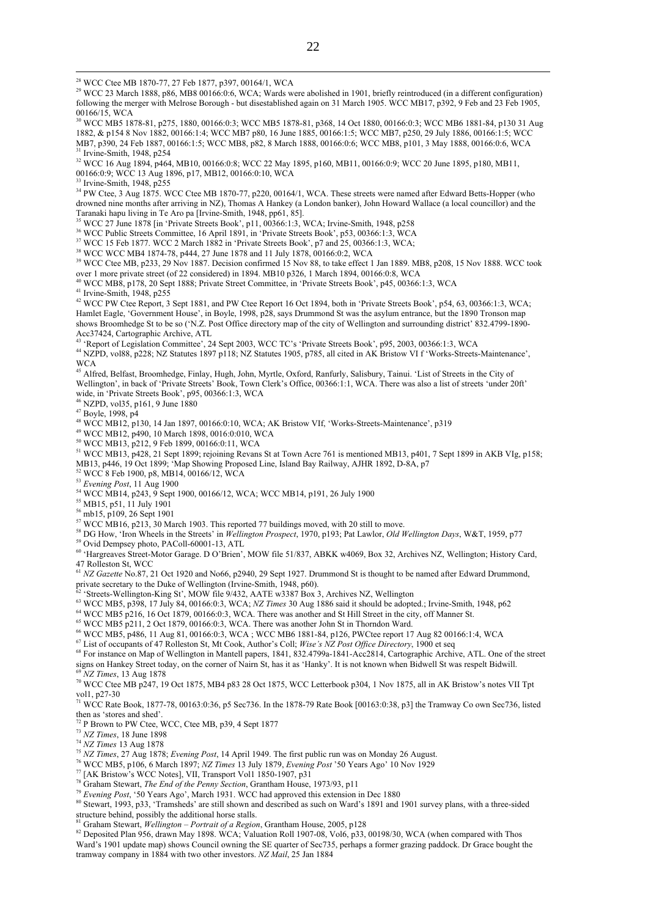[28] WCC Ctee MB 1870-77, 27 Feb 1877, p397, 00164/1, WCA

[29] WCC 23 March 1888, p86, MB8 00166:0:6, WCA; Wards were abolished in 1901, briefly reintroduced (in a different configuration) following the merger with Melrose Borough - but disestablished again on 31 March 1905. WCC MB17, p392, 9 Feb and 23 Feb 1905, 00166/15, WCA

[30] WCC MB5 1878-81, p275, 1880, 00166:0:3; WCC MB5 1878-81, p368, 14 Oct 1880, 00166:0:3; WCC MB6 1881-84, p130 31 Aug 1882, & p154 8 Nov 1882, 00166:1:4; WCC MB7 p80, 16 June 1885, 00166:1:5; WCC MB7, p250, 29 July 1886, 00166:1:5; WCC MB7, p390, 24 Feb 1887, 00166:1:5; WCC MB8, p82, 8 March 1888, 00166:0:6; WCC MB8, p101, 3 May 1888, 00166:0:6, WCA

[31] Irvine-Smith, 1948, p254

[32] WCC 16 Aug 1894, p464, MB10, 00166:0:8; WCC 22 May 1895, p160, MB11, 00166:0:9; WCC 20 June 1895, p180, MB11, 00166:0:9; WCC 13 Aug 1896, p17, MB12, 00166:0:10, WCA

[33] Irvine-Smith, 1948, p255

[34] PW Ctee, 3 Aug 1875. WCC Ctee MB 1870-77, p220, 00164/1, WCA. These streets were named after Edward Betts-Hopper (who drowned nine months after arriving in NZ), Thomas A Hankey (a London banker), John Howard Wallace (a local councillor) and the Taranaki hapu living in Te Aro pa [Irvine-Smith, 1948, pp61, 85].

[35] WCC 27 June 1878 [in 'Private Streets Book', p11, 00366:1:3, WCA; Irvine-Smith, 1948, p258

[36] WCC Public Streets Committee, 16 April 1891, in 'Private Streets Book', p53, 00366:1:3, WCA

[37] WCC 15 Feb 1877. WCC 2 March 1882 in 'Private Streets Book', p7 and 25, 00366:1:3, WCA;

[38] WCC WCC MB4 1874-78, p444, 27 June 1878 and 11 July 1878, 00166:0:2, WCA

[39] WCC Ctee MB, p233, 29 Nov 1887. Decision confirmed 15 Nov 88, to take effect 1 Jan 1889. MB8, p208, 15 Nov 1888. WCC took over 1 more private street (of 22 considered) in 1894. MB10 p326, 1 March 1894, 00166:0:8, WCA

[40] WCC MB8, p178, 20 Sept 1888; Private Street Committee, in 'Private Streets Book', p45, 00366:1:3, WCA

[41] Irvine-Smith, 1948, p255

[42] WCC PW Ctee Report, 3 Sept 1881, and PW Ctee Report 16 Oct 1894, both in 'Private Streets Book', p54, 63, 00366:1:3, WCA; Hamlet Eagle, 'Government House', in Boyle, 1998, p28, says Drummond St was the asylum entrance, but the 1890 Tronson map shows Broomhedge St to be so ('N.Z. Post Office directory map of the city of Wellington and surrounding district' 832.4799-1890-Acc37424, Cartographic Archive, ATL

[43] 'Report of Legislation Committee', 24 Sept 2003, WCC TC's 'Private Streets Book', p95, 2003, 00366:1:3, WCA

[44] NZPD, vol88, p228; NZ Statutes 1897 p118; NZ Statutes 1905, p785, all cited in AK Bristow VI f 'Works-Streets-Maintenance', WCA

[45] Alfred, Belfast, Broomhedge, Finlay, Hugh, John, Myrtle, Oxford, Ranfurly, Salisbury, Tainui. 'List of Streets in the City of Wellington', in back of 'Private Streets' Book, Town Clerk's Office, 00366:1:1, WCA. There was also a list of streets 'under 20ft' wide, in 'Private Streets Book', p95, 00366:1:3, WCA

[46] NZPD, vol35, p161, 9 June 1880

[47] Boyle, 1998, p4

[48] WCC MB12, p130, 14 Jan 1897, 00166:0:10, WCA; AK Bristow VIf, 'Works-Streets-Maintenance', p319

[49] WCC MB12, p490, 10 March 1898, 0016:0:010, WCA

[50] WCC MB13, p212, 9 Feb 1899, 00166:0:11, WCA

[51] WCC MB13, p428, 21 Sept 1899; rejoining Revans St at Town Acre 761 is mentioned MB13, p401, 7 Sept 1899 in AKB VIg, p158; MB13, p446, 19 Oct 1899; 'Map Showing Proposed Line, Island Bay Railway, AJHR 1892, D-8A, p7

[52] WCC 8 Feb 1900, p8, MB14, 00166/12, WCA

[53] *Evening Post*, 11 Aug 1900

[54] WCC MB14, p243, 9 Sept 1900, 00166/12, WCA; WCC MB14, p191, 26 July 1900

[55] MB15, p51, 11 July 1901

[56] mb15, p109, 26 Sept 1901

[57] WCC MB16, p213, 30 March 1903. This reported 77 buildings moved, with 20 still to move.

[58] DG How, 'Iron Wheels in the Streets' in *Wellington Prospect*, 1970, p193; Pat Lawlor, *Old Wellington Days*, W&T, 1959, p77

[59] Ovid Dempsey photo, PAColl-60001-13, ATL

[60] 'Hargreaves Street-Motor Garage. D O'Brien', MOW file 51/837, ABKK w4069, Box 32, Archives NZ, Wellington; History Card, 47 Rolleston St, WCC

[61] *NZ Gazette* No.87, 21 Oct 1920 and No66, p2940, 29 Sept 1927. Drummond St is thought to be named after Edward Drummond, private secretary to the Duke of Wellington (Irvine-Smith, 1948, p60).

[62] 'Streets-Wellington-King St', MOW file 9/432, AATE w3387 Box 3, Archives NZ, Wellington

[63] WCC MB5, p398, 17 July 84, 00166:0:3, WCA; *NZ Times* 30 Aug 1886 said it should be adopted.; Irvine-Smith, 1948, p62

[64] WCC MB5 p216, 16 Oct 1879, 00166:0:3, WCA. There was another and St Hill Street in the city, off Manner St.

[65] WCC MB5 p211, 2 Oct 1879, 00166:0:3, WCA. There was another John St in Thorndon Ward.

[66] WCC MB5, p486, 11 Aug 81, 00166:0:3, WCA ; WCC MB6 1881-84, p126, PWCtee report 17 Aug 82 00166:1:4, WCA

[67] List of occupants of 47 Rolleston St, Mt Cook, Author's Coll; *Wise's NZ Post Office Directory*, 1900 et seq

[68] For instance on Map of Wellington in Mantell papers, 1841, 832.4799a-1841-Acc2814, Cartographic Archive, ATL. One of the street signs on Hankey Street today, on the corner of Nairn St, has it as 'Hanky'. It is not known when Bidwell St was respelt Bidwill.

[69] *NZ Times*, 13 Aug 1878

[70] WCC Ctee MB p247, 19 Oct 1875, MB4 p83 28 Oct 1875, WCC Letterbook p304, 1 Nov 1875, all in AK Bristow's notes VII Tpt vol1, p27-30

[71] WCC Rate Book, 1877-78, 00163:0:36, p5 Sec736. In the 1878-79 Rate Book [00163:0:38, p3] the Tramway Co own Sec736, listed then as 'stores and shed'.

[72] P Brown to PW Ctee, WCC, Ctee MB, p39, 4 Sept 1877

[73] *NZ Times*, 18 June 1898

[74] *NZ Times* 13 Aug 1878

[75] *NZ Times*, 27 Aug 1878; *Evening Post*, 14 April 1949. The first public run was on Monday 26 August.

[76] WCC MB5, p106, 6 March 1897; *NZ Times* 13 July 1879, *Evening Post* '50 Years Ago' 10 Nov 1929

[77] [AK Bristow's WCC Notes], VII, Transport Vol1 1850-1907, p31

[78] Graham Stewart, *The End of the Penny Section*, Grantham House, 1973/93, p11

[79] *Evening Post*, '50 Years Ago', March 1931. WCC had approved this extension in Dec 1880

[80] Stewart, 1993, p33, 'Tramsheds' are still shown and described as such on Ward's 1891 and 1901 survey plans, with a three-sided structure behind, possibly the additional horse stalls.

[81] Graham Stewart, *Wellington – Portrait of a Region*, Grantham House, 2005, p128

[82] Deposited Plan 956, drawn May 1898. WCA; Valuation Roll 1907-08, Vol6, p33, 00198/30, WCA (when compared with Thos Ward's 1901 update map) shows Council owning the SE quarter of Sec735, perhaps a former grazing paddock. Dr Grace bought the tramway company in 1884 with two other investors. *NZ Mail*, 25 Jan 1884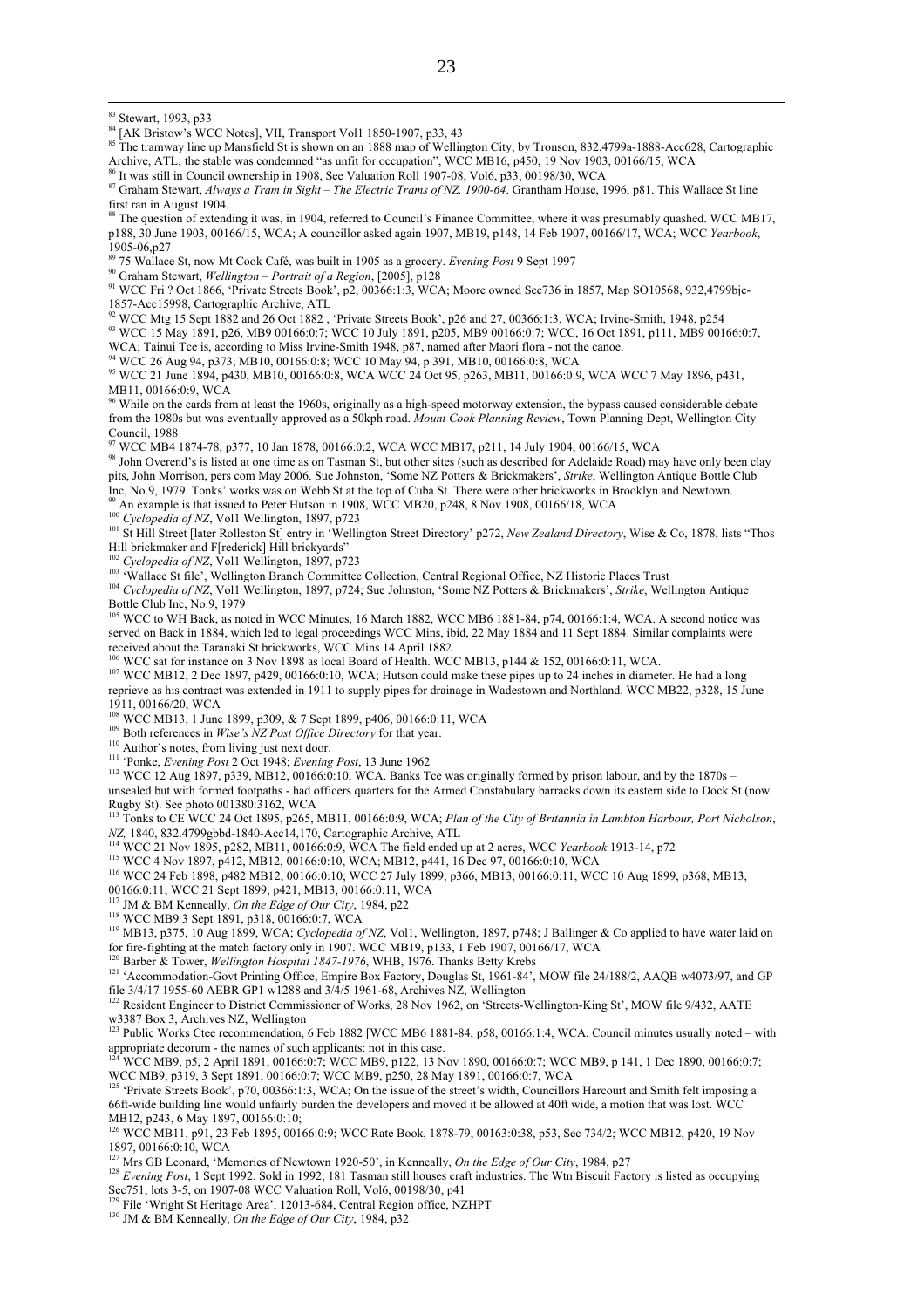[83] Stewart, 1993, p33

[84] [AK Bristow's WCC Notes], VII, Transport Vol1 1850-1907, p33, 43

[85] The tramway line up Mansfield St is shown on an 1888 map of Wellington City, by Tronson, 832.4799a-1888-Acc628, Cartographic Archive, ATL; the stable was condemned "as unfit for occupation", WCC MB16, p450, 19 Nov 1903, 00166/15, WCA

[86] It was still in Council ownership in 1908, See Valuation Roll 1907-08, Vol6, p33, 00198/30, WCA

[87] Graham Stewart, *Always a Tram in Sight – The Electric Trams of NZ, 1900-64*. Grantham House, 1996, p81. This Wallace St line first ran in August 1904.

[88] The question of extending it was, in 1904, referred to Council's Finance Committee, where it was presumably quashed. WCC MB17, p188, 30 June 1903, 00166/15, WCA; A councillor asked again 1907, MB19, p148, 14 Feb 1907, 00166/17, WCA; WCC *Yearbook*, 1905-06,p27

[89] 75 Wallace St, now Mt Cook Café, was built in 1905 as a grocery. *Evening Post* 9 Sept 1997

[90] Graham Stewart, *Wellington – Portrait of a Region*, [2005], p128

[91] WCC Fri ? Oct 1866, 'Private Streets Book', p2, 00366:1:3, WCA; Moore owned Sec736 in 1857, Map SO10568, 932,4799bje-1857-Acc15998, Cartographic Archive, ATL

[92] WCC Mtg 15 Sept 1882 and 26 Oct 1882 , 'Private Streets Book', p26 and 27, 00366:1:3, WCA; Irvine-Smith, 1948, p254

[93] WCC 15 May 1891, p26, MB9 00166:0:7; WCC 10 July 1891, p205, MB9 00166:0:7; WCC, 16 Oct 1891, p111, MB9 00166:0:7, WCA; Tainui Tce is, according to Miss Irvine-Smith 1948, p87, named after Maori flora - not the canoe.

[94] WCC 26 Aug 94, p373, MB10, 00166:0:8; WCC 10 May 94, p 391, MB10, 00166:0:8, WCA

[95] WCC 21 June 1894, p430, MB10, 00166:0:8, WCA WCC 24 Oct 95, p263, MB11, 00166:0:9, WCA WCC 7 May 1896, p431, MB11, 00166:0:9, WCA

[96] While on the cards from at least the 1960s, originally as a high-speed motorway extension, the bypass caused considerable debate from the 1980s but was eventually approved as a 50kph road. *Mount Cook Planning Review*, Town Planning Dept, Wellington City Council, 1988

[97] WCC MB4 1874-78, p377, 10 Jan 1878, 00166:0:2, WCA WCC MB17, p211, 14 July 1904, 00166/15, WCA

[98] John Overend's is listed at one time as on Tasman St, but other sites (such as described for Adelaide Road) may have only been clay pits, John Morrison, pers com May 2006. Sue Johnston, 'Some NZ Potters & Brickmakers', *Strike*, Wellington Antique Bottle Club Inc, No.9, 1979. Tonks' works was on Webb St at the top of Cuba St. There were other brickworks in Brooklyn and Newtown.

[99] An example is that issued to Peter Hutson in 1908, WCC MB20, p248, 8 Nov 1908, 00166/18, WCA

[100] *Cyclopedia of NZ*, Vol1 Wellington, 1897, p723

[101] St Hill Street [later Rolleston St] entry in 'Wellington Street Directory' p272, *New Zealand Directory*, Wise & Co, 1878, lists "Thos Hill brickmaker and F[rederick] Hill brickyards"

[102] *Cyclopedia of NZ*, Vol1 Wellington, 1897, p723

[103] 'Wallace St file', Wellington Branch Committee Collection, Central Regional Office, NZ Historic Places Trust

[104] *Cyclopedia of NZ*, Vol1 Wellington, 1897, p724; Sue Johnston, 'Some NZ Potters & Brickmakers', *Strike*, Wellington Antique Bottle Club Inc, No.9, 1979

[105] WCC to WH Back, as noted in WCC Minutes, 16 March 1882, WCC MB6 1881-84, p74, 00166:1:4, WCA. A second notice was served on Back in 1884, which led to legal proceedings WCC Mins, ibid, 22 May 1884 and 11 Sept 1884. Similar complaints were received about the Taranaki St brickworks, WCC Mins 14 April 1882

[106] WCC sat for instance on 3 Nov 1898 as local Board of Health. WCC MB13, p144 & 152, 00166:0:11, WCA.

[107] WCC MB12, 2 Dec 1897, p429, 00166:0:10, WCA; Hutson could make these pipes up to 24 inches in diameter. He had a long reprieve as his contract was extended in 1911 to supply pipes for drainage in Wadestown and Northland. WCC MB22, p328, 15 June 1911, 00166/20, WCA

[108] WCC MB13, 1 June 1899, p309, & 7 Sept 1899, p406, 00166:0:11, WCA

[109] Both references in *Wise's NZ Post Office Directory* for that year.

[110] Author's notes, from living just next door.

[111] 'Ponke, *Evening Post* 2 Oct 1948; *Evening Post*, 13 June 1962

[112] WCC 12 Aug 1897, p339, MB12, 00166:0:10, WCA. Banks Tce was originally formed by prison labour, and by the 1870s – unsealed but with formed footpaths - had officers quarters for the Armed Constabulary barracks down its eastern side to Dock St (now Rugby St). See photo 001380:3162, WCA

[113] Tonks to CE WCC 24 Oct 1895, p265, MB11, 00166:0:9, WCA; *Plan of the City of Britannia in Lambton Harbour, Port Nicholson, NZ*, 1840, 832.4799gbbd-1840-Acc14,170, Cartographic Archive, ATL

[114] WCC 21 Nov 1895, p282, MB11, 00166:0:9, WCA The field ended up at 2 acres, WCC *Yearbook* 1913-14, p72

[115] WCC 4 Nov 1897, p412, MB12, 00166:0:10, WCA; MB12, p441, 16 Dec 97, 00166:0:10, WCA

[116] WCC 24 Feb 1898, p482 MB12, 00166:0:10; WCC 27 July 1899, p366, MB13, 00166:0:11, WCC 10 Aug 1899, p368, MB13, 00166:0:11; WCC 21 Sept 1899, p421, MB13, 00166:0:11, WCA

[117] JM & BM Kenneally, *On the Edge of Our City*, 1984, p22

[118] WCC MB9 3 Sept 1891, p318, 00166:0:7, WCA

[119] MB13, p375, 10 Aug 1899, WCA; *Cyclopedia of NZ*, Vol1, Wellington, 1897, p748; J Ballinger & Co applied to have water laid on for fire-fighting at the match factory only in 1907. WCC MB19, p133, 1 Feb 1907, 00166/17, WCA

[120] Barber & Tower, *Wellington Hospital 1847-1976*, WHB, 1976. Thanks Betty Krebs

[121] 'Accommodation-Govt Printing Office, Empire Box Factory, Douglas St, 1961-84', MOW file 24/188/2, AAQB w4073/97, and GP file 3/4/17 1955-60 AEBR GP1 w1288 and 3/4/5 1961-68, Archives NZ, Wellington

[122] Resident Engineer to District Commissioner of Works, 28 Nov 1962, on 'Streets-Wellington-King St', MOW file 9/432, AATE w3387 Box 3, Archives NZ, Wellington

[123] Public Works Ctee recommendation, 6 Feb 1882 [WCC MB6 1881-84, p58, 00166:1:4, WCA. Council minutes usually noted – with appropriate decorum - the names of such applicants: not in this case.

[124] WCC MB9, p5, 2 April 1891, 00166:0:7; WCC MB9, p122, 13 Nov 1890, 00166:0:7; WCC MB9, p 141, 1 Dec 1890, 00166:0:7; WCC MB9, p319, 3 Sept 1891, 00166:0:7; WCC MB9, p250, 28 May 1891, 00166:0:7, WCA

[125] 'Private Streets Book', p70, 00366:1:3, WCA; On the issue of the street's width, Councillors Harcourt and Smith felt imposing a 66ft-wide building line would unfairly burden the developers and moved it be allowed at 40ft wide, a motion that was lost. WCC MB12, p243, 6 May 1897, 00166:0:10;

[126] WCC MB11, p91, 23 Feb 1895, 00166:0:9; WCC Rate Book, 1878-79, 00163:0:38, p53, Sec 734/2; WCC MB12, p420, 19 Nov 1897, 00166:0:10, WCA

[127] Mrs GB Leonard, 'Memories of Newtown 1920-50', in Kenneally, *On the Edge of Our City*, 1984, p27

[128] *Evening Post*, 1 Sept 1992. Sold in 1992, 181 Tasman still houses craft industries. The Wtn Biscuit Factory is listed as occupying Sec751, lots 3-5, on 1907-08 WCC Valuation Roll, Vol6, 00198/30, p41

[129] File 'Wright St Heritage Area', 12013-684, Central Region office, NZHPT

[130] JM & BM Kenneally, *On the Edge of Our City*, 1984, p32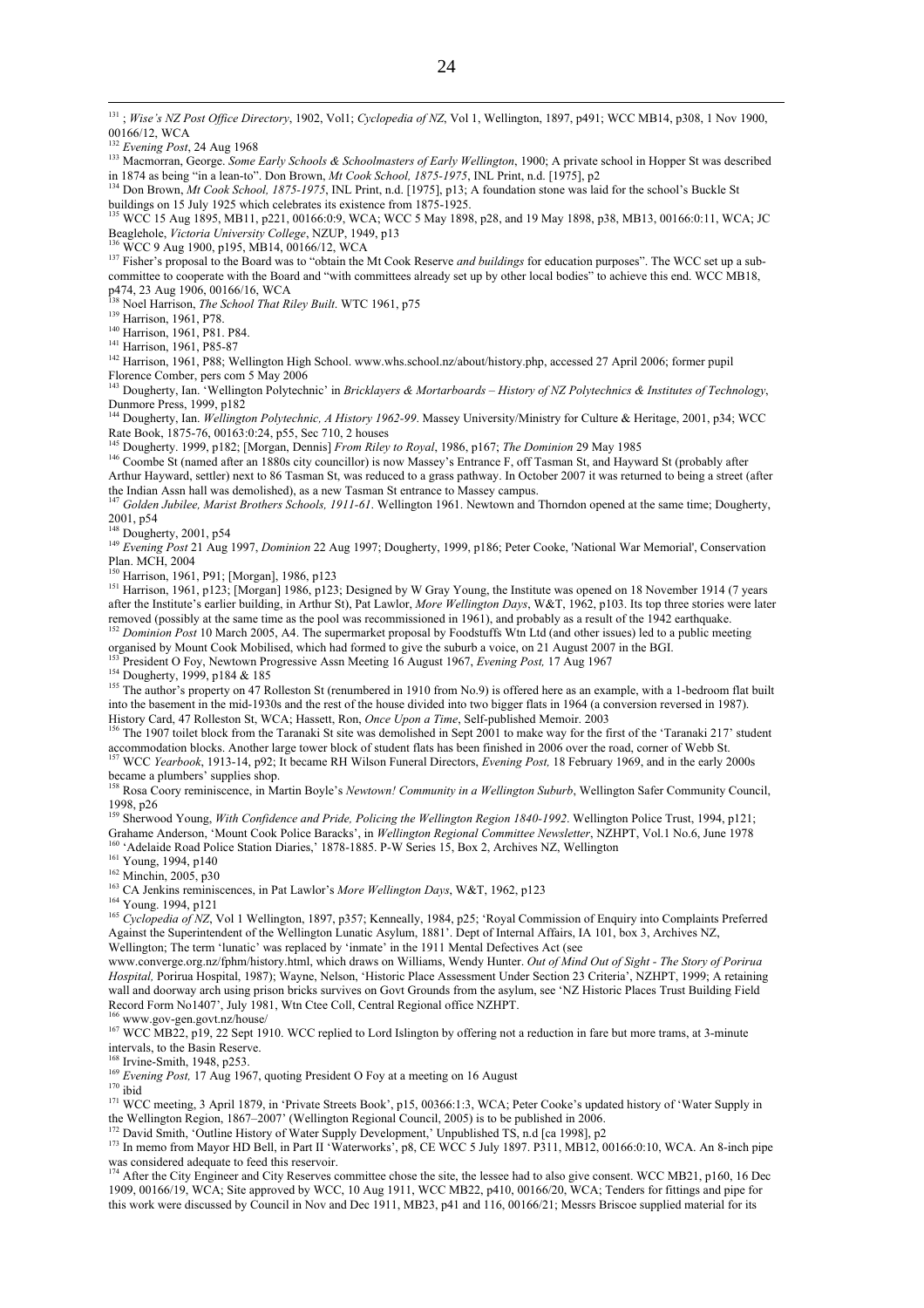[131] ; *Wise's NZ Post Office Directory*, 1902, Vol1; *Cyclopedia of NZ*, Vol 1, Wellington, 1897, p491; WCC MB14, p308, 1 Nov 1900, 00166/12, WCA

[132] *Evening Post*, 24 Aug 1968

[133] Macmorran, George. *Some Early Schools & Schoolmasters of Early Wellington*, 1900; A private school in Hopper St was described in 1874 as being "in a lean-to". Don Brown, *Mt Cook School, 1875-1975*, INL Print, n.d. [1975], p2

[134] Don Brown, *Mt Cook School, 1875-1975*, INL Print, n.d. [1975], p13; A foundation stone was laid for the school's Buckle St buildings on 15 July 1925 which celebrates its existence from 1875-1925.

[135] WCC 15 Aug 1895, MB11, p221, 00166:0:9, WCA; WCC 5 May 1898, p28, and 19 May 1898, p38, MB13, 00166:0:11, WCA; JC Beaglehole, *Victoria University College*, NZUP, 1949, p13

[136] WCC 9 Aug 1900, p195, MB14, 00166/12, WCA

[137] Fisher's proposal to the Board was to "obtain the Mt Cook Reserve *and buildings* for education purposes". The WCC set up a sub-committee to cooperate with the Board and "with committees already set up by other local bodies" to achieve this end. WCC MB18, p474, 23 Aug 1906, 00166/16, WCA

[138] Noel Harrison, *The School That Riley Built*. WTC 1961, p75

[139] Harrison, 1961, P78.

[140] Harrison, 1961, P81. P84.

[141] Harrison, 1961, P85-87

[142] Harrison, 1961, P88; Wellington High School. www.whs.school.nz/about/history.php, accessed 27 April 2006; former pupil Florence Comber, pers com 5 May 2006

[143] Dougherty, Ian. 'Wellington Polytechnic' in *Bricklayers & Mortarboards – History of NZ Polytechnics & Institutes of Technology*, Dunmore Press, 1999, p182

[144] Dougherty, Ian. *Wellington Polytechnic, A History 1962-99*. Massey University/Ministry for Culture & Heritage, 2001, p34; WCC Rate Book, 1875-76, 00163:0:24, p55, Sec 710, 2 houses

[145] Dougherty. 1999, p182; [Morgan, Dennis] *From Riley to Royal*, 1986, p167; *The Dominion* 29 May 1985

[146] Coombe St (named after an 1880s city councillor) is now Massey's Entrance F, off Tasman St, and Hayward St (probably after Arthur Hayward, settler) next to 86 Tasman St, was reduced to a grass pathway. In October 2007 it was returned to being a street (after the Indian Assn hall was demolished), as a new Tasman St entrance to Massey campus.

[147] *Golden Jubilee, Marist Brothers Schools, 1911-61*. Wellington 1961. Newtown and Thorndon opened at the same time; Dougherty, 2001, p54

[148] Dougherty, 2001, p54

[149] *Evening Post* 21 Aug 1997, *Dominion* 22 Aug 1997; Dougherty, 1999, p186; Peter Cooke, 'National War Memorial', Conservation Plan. MCH, 2004

[150] Harrison, 1961, P91; [Morgan], 1986, p123

[151] Harrison, 1961, p123; [Morgan] 1986, p123; Designed by W Gray Young, the Institute was opened on 18 November 1914 (7 years after the Institute's earlier building, in Arthur St), Pat Lawlor, *More Wellington Days*, W&T, 1962, p103. Its top three stories were later removed (possibly at the same time as the pool was recommissioned in 1961), and probably as a result of the 1942 earthquake.

[152] *Dominion Post* 10 March 2005, A4. The supermarket proposal by Foodstuffs Wtn Ltd (and other issues) led to a public meeting organised by Mount Cook Mobilised, which had formed to give the suburb a voice, on 21 August 2007 in the BGI.

[153] President O Foy, Newtown Progressive Assn Meeting 16 August 1967, *Evening Post,* 17 Aug 1967

[154] Dougherty, 1999, p184 & 185

[155] The author's property on 47 Rolleston St (renumbered in 1910 from No.9) is offered here as an example, with a 1-bedroom flat built into the basement in the mid-1930s and the rest of the house divided into two bigger flats in 1964 (a conversion reversed in 1987). History Card, 47 Rolleston St, WCA; Hassett, Ron, *Once Upon a Time*, Self-published Memoir. 2003

[156] The 1907 toilet block from the Taranaki St site was demolished in Sept 2001 to make way for the first of the 'Taranaki 217' student accommodation blocks. Another large tower block of student flats has been finished in 2006 over the road, corner of Webb St.

[157] WCC *Yearbook*, 1913-14, p92; It became RH Wilson Funeral Directors, *Evening Post,* 18 February 1969, and in the early 2000s became a plumbers' supplies shop.

[158] Rosa Coory reminiscence, in Martin Boyle's *Newtown! Community in a Wellington Suburb*, Wellington Safer Community Council, 1998, p26

[159] Sherwood Young, *With Confidence and Pride, Policing the Wellington Region 1840-1992*. Wellington Police Trust, 1994, p121; Grahame Anderson, 'Mount Cook Police Baracks', in *Wellington Regional Committee Newsletter*, NZHPT, Vol.1 No.6, June 1978

[160] 'Adelaide Road Police Station Diaries,' 1878-1885. P-W Series 15, Box 2, Archives NZ, Wellington

[161] Young, 1994, p140

[162] Minchin, 2005, p30

[163] CA Jenkins reminiscences, in Pat Lawlor's *More Wellington Days*, W&T, 1962, p123

[164] Young. 1994, p121

[165] *Cyclopedia of NZ*, Vol 1 Wellington, 1897, p357; Kenneally, 1984, p25; 'Royal Commission of Enquiry into Complaints Preferred Against the Superintendent of the Wellington Lunatic Asylum, 1881'. Dept of Internal Affairs, IA 101, box 3, Archives NZ, Wellington; The term 'lunatic' was replaced by 'inmate' in the 1911 Mental Defectives Act (see www.converge.org.nz/fphm/history.html, which draws on Williams, Wendy Hunter. *Out of Mind Out of Sight - The Story of Porirua Hospital,* Porirua Hospital, 1987); Wayne, Nelson, 'Historic Place Assessment Under Section 23 Criteria', NZHPT, 1999; A retaining wall and doorway arch using prison bricks survives on Govt Grounds from the asylum, see 'NZ Historic Places Trust Building Field Record Form No1407', July 1981, Wtn Ctee Coll, Central Regional office NZHPT.

[166] www.gov-gen.govt.nz/house/

[167] WCC MB22, p19, 22 Sept 1910. WCC replied to Lord Islington by offering not a reduction in fare but more trams, at 3-minute intervals, to the Basin Reserve.

[168] Irvine-Smith, 1948, p253.

[169] *Evening Post,* 17 Aug 1967, quoting President O Foy at a meeting on 16 August

[170] ibid

[171] WCC meeting, 3 April 1879, in 'Private Streets Book', p15, 00366:1:3, WCA; Peter Cooke's updated history of 'Water Supply in the Wellington Region, 1867–2007' (Wellington Regional Council, 2005) is to be published in 2006.

[172] David Smith, 'Outline History of Water Supply Development,' Unpublished TS, n.d [ca 1998], p2

[173] In memo from Mayor HD Bell, in Part II 'Waterworks', p8, CE WCC 5 July 1897. P311, MB12, 00166:0:10, WCA. An 8-inch pipe was considered adequate to feed this reservoir.

[174] After the City Engineer and City Reserves committee chose the site, the lessee had to also give consent. WCC MB21, p160, 16 Dec 1909, 00166/19, WCA; Site approved by WCC, 10 Aug 1911, WCC MB22, p410, 00166/20, WCA; Tenders for fittings and pipe for this work were discussed by Council in Nov and Dec 1911, MB23, p41 and 116, 00166/21; Messrs Briscoe supplied material for its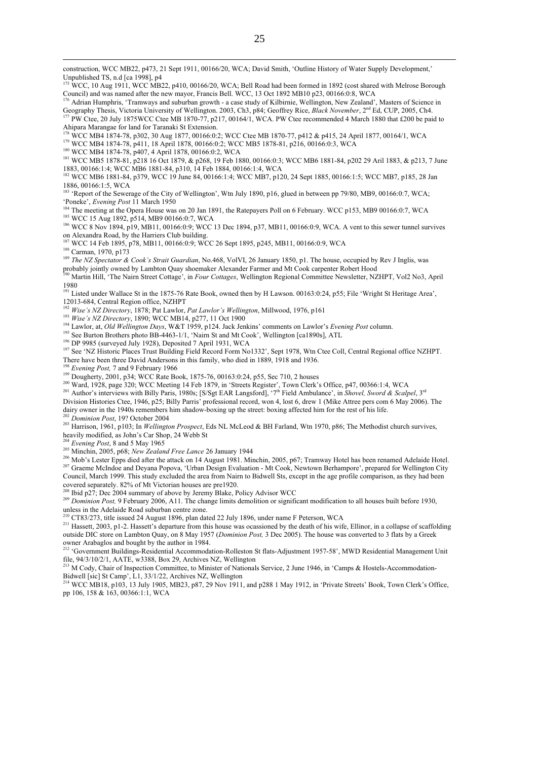construction, WCC MB22, p473, 21 Sept 1911, 00166/20, WCA; David Smith, 'Outline History of Water Supply Development,' Unpublished TS, n.d [ca 1998], p4

[175] WCC, 10 Aug 1911, WCC MB22, p410, 00166/20, WCA; Bell Road had been formed in 1892 (cost shared with Melrose Borough Council) and was named after the new mayor, Francis Bell. WCC, 13 Oct 1892 MB10 p23, 00166:0:8, WCA

[176] Adrian Humphris, 'Tramways and suburban growth - a case study of Kilbirnie, Wellington, New Zealand', Masters of Science in Geography Thesis, Victoria University of Wellington. 2003, Ch3, p84; Geoffrey Rice, *Black November*, 2nd Ed, CUP, 2005, Ch4.

[177] PW Ctee, 20 July 1875WCC Ctee MB 1870-77, p217, 00164/1, WCA. PW Ctee recommended 4 March 1880 that £200 be paid to Ahipara Marangae for land for Taranaki St Extension.

[178] WCC MB4 1874-78, p302, 30 Aug 1877, 00166:0:2; WCC Ctee MB 1870-77, p412 & p415, 24 April 1877, 00164/1, WCA

[179] WCC MB4 1874-78, p411, 18 April 1878, 00166:0:2; WCC MB5 1878-81, p216, 00166:0:3, WCA

[180] WCC MB4 1874-78, p407, 4 April 1878, 00166:0:2, WCA

[181] WCC MB5 1878-81, p218 16 Oct 1879, & p268, 19 Feb 1880, 00166:0:3; WCC MB6 1881-84, p202 29 Aril 1883, & p213, 7 June 1883, 00166:1:4; WCC MB6 1881-84, p310, 14 Feb 1884, 00166:1:4, WCA

[182] WCC MB6 1881-84, p379, WCC 19 June 84, 00166:1:4; WCC MB7, p120, 24 Sept 1885, 00166:1:5; WCC MB7, p185, 28 Jan 1886, 00166:1:5, WCA

[183] 'Report of the Sewerage of the City of Wellington', Wtn July 1890, p16, glued in between pp 79/80, MB9, 00166:0:7, WCA; 'Poneke', *Evening Post* 11 March 1950

[184] The meeting at the Opera House was on 20 Jan 1891, the Ratepayers Poll on 6 February. WCC p153, MB9 00166:0:7, WCA

[185] WCC 15 Aug 1892, p514, MB9 00166:0:7, WCA

[186] WCC 8 Nov 1894, p19, MB11, 00166:0:9; WCC 13 Dec 1894, p37, MB11, 00166:0:9, WCA. A vent to this sewer tunnel survives on Alexandra Road, by the Harriers Club building.

[187] WCC 14 Feb 1895, p78, MB11, 00166:0:9; WCC 26 Sept 1895, p245, MB11, 00166:0:9, WCA

[188] Carman, 1970, p173

[189] *The NZ Spectator & Cook's Strait Guardian*, No.468, VolVI, 26 January 1850, p1. The house, occupied by Rev J Inglis, was probably jointly owned by Lambton Quay shoemaker Alexander Farmer and Mt Cook carpenter Robert Hood

[190] Martin Hill, 'The Nairn Street Cottage', in *Four Cottages*, Wellington Regional Committee Newsletter, NZHPT, Vol2 No3, April 1980

[191] Listed under Wallace St in the 1875-76 Rate Book, owned then by H Lawson. 00163:0:24, p55; File 'Wright St Heritage Area', 12013-684, Central Region office, NZHPT

[192] *Wise's NZ Directory*, 1878; Pat Lawlor, *Pat Lawlor's Wellington*, Millwood, 1976, p161

[193] *Wise's NZ Directory*, 1890; WCC MB14, p277, 11 Oct 1900

[194] Lawlor, at, *Old Wellington Days*, W&T 1959, p124. Jack Jenkins' comments on Lawlor's *Evening Post* column.

[195] See Burton Brothers photo BB-4463-1/1, 'Nairn St and Mt Cook', Wellington [ca1890s], ATL

[196] DP 9985 (surveyed July 1928), Deposited 7 April 1931, WCA

[197] See 'NZ Historic Places Trust Building Field Record Form No1332', Sept 1978, Wtn Ctee Coll, Central Regional office NZHPT. There have been three David Andersons in this family, who died in 1889, 1918 and 1936.

[198] *Evening Post,* 7 and 9 February 1966

[199] Dougherty, 2001, p34; WCC Rate Book, 1875-76, 00163:0:24, p55, Sec 710, 2 houses

[200] Ward, 1928, page 320; WCC Meeting 14 Feb 1879, in 'Streets Register', Town Clerk's Office, p47, 00366:1:4, WCA

[201] Author's interviews with Billy Paris, 1980s; [S/Sgt EAR Langsford], '7th Field Ambulance', in *Shovel, Sword & Scalpel*, 3rd Division Histories Ctee, 1946, p25; Billy Parris' professional record, won 4, lost 6, drew 1 (Mike Attree pers com 6 May 2006). The dairy owner in the 1940s remembers him shadow-boxing up the street: boxing affected him for the rest of his life.

[202] *Dominion Post*, 19? October 2004

[203] Harrison, 1961, p103; In *Wellington Prospect*, Eds NL McLeod & BH Farland, Wtn 1970, p86; The Methodist church survives, heavily modified, as John's Car Shop, 24 Webb St

[204] *Evening Post*, 8 and 5 May 1965

[205] Minchin, 2005, p68; *New Zealand Free Lance* 26 January 1944

[206] Mob's Lester Epps died after the attack on 14 August 1981. Minchin, 2005, p67; Tramway Hotel has been renamed Adelaide Hotel.

[207] Graeme McIndoe and Deyana Popova, 'Urban Design Evaluation - Mt Cook, Newtown Berhampore', prepared for Wellington City Council, March 1999. This study excluded the area from Nairn to Bidwell Sts, except in the age profile comparison, as they had been covered separately. 82% of Mt Victorian houses are pre1920.

[208] Ibid p27; Dec 2004 summary of above by Jeremy Blake, Policy Advisor WCC

[209] *Dominion Post,* 9 February 2006, A11. The change limits demolition or significant modification to all houses built before 1930, unless in the Adelaide Road suburban centre zone.

[210] CT83/273, title issued 24 August 1896, plan dated 22 July 1896, under name F Peterson, WCA

[211] Hassett, 2003, p1-2. Hassett's departure from this house was ocassioned by the death of his wife, Ellinor, in a collapse of scaffolding outside DIC store on Lambton Quay, on 8 May 1957 (*Dominion Post,* 3 Dec 2005). The house was converted to 3 flats by a Greek owner Arabaglos and bought by the author in 1984.

[212] 'Government Buildings-Residential Accommodation-Rolleston St flats-Adjustment 1957-58', MWD Residential Management Unit file, 94/3/10/2/1, AATE, w3388, Box 29, Archives NZ, Wellington

[213] M Cody, Chair of Inspection Committee, to Minister of Nationals Service, 2 June 1946, in 'Camps & Hostels-Accommodation-Bidwell [sic] St Camp', L1, 33/1/22, Archives NZ, Wellington

[214] WCC MB18, p103, 13 July 1905, MB23, p87, 29 Nov 1911, and p288 1 May 1912, in 'Private Streets' Book, Town Clerk's Office, pp 106, 158 & 163, 00366:1:1, WCA